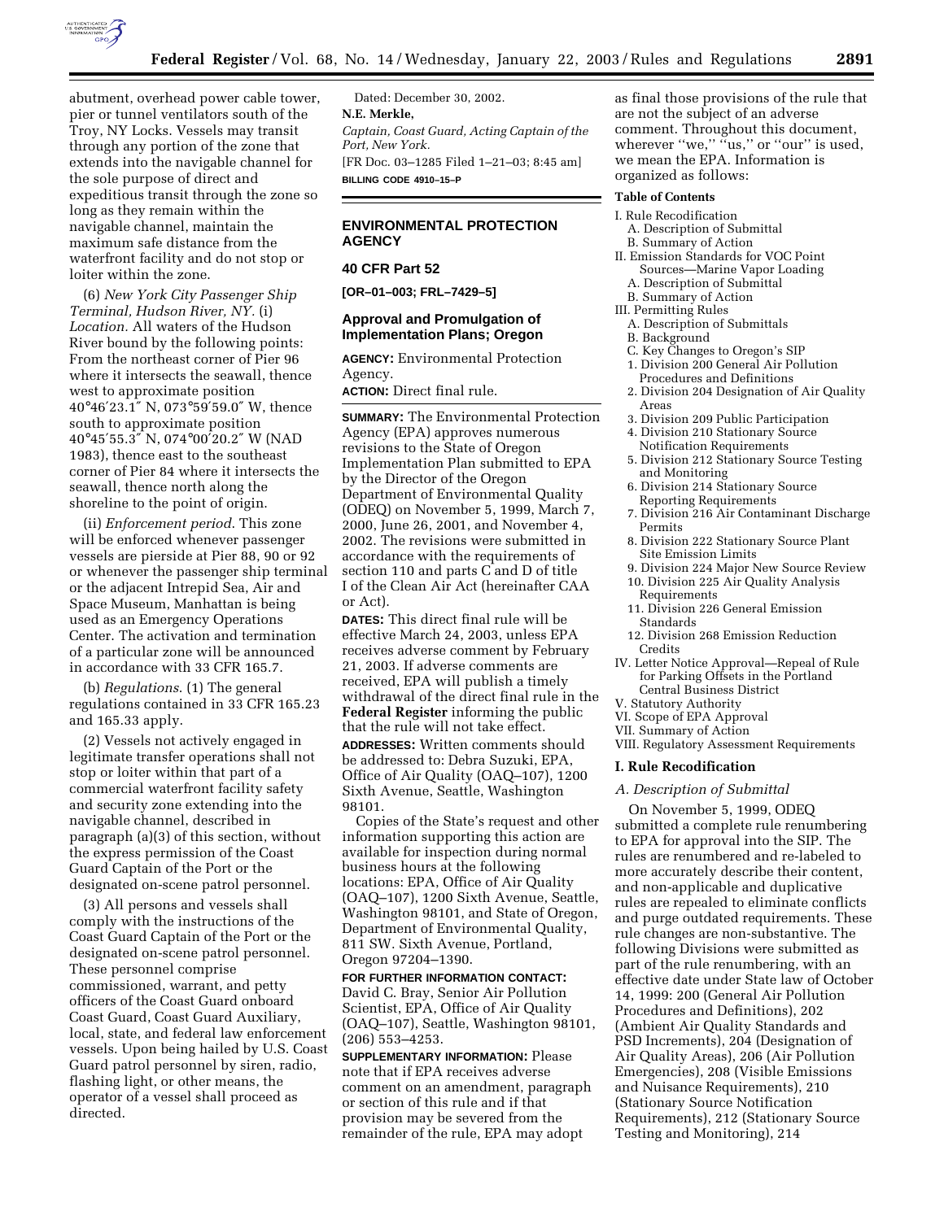abutment, overhead power cable tower, pier or tunnel ventilators south of the Troy, NY Locks. Vessels may transit through any portion of the zone that extends into the navigable channel for the sole purpose of direct and expeditious transit through the zone so long as they remain within the navigable channel, maintain the maximum safe distance from the waterfront facility and do not stop or loiter within the zone.

(6) *New York City Passenger Ship Terminal, Hudson River, NY.* (i) *Location.* All waters of the Hudson River bound by the following points: From the northeast corner of Pier 96 where it intersects the seawall, thence west to approximate position 40°46′23.1″ N, 073°59′59.0″ W, thence south to approximate position 40°45′55.3″ N, 074°00′20.2″ W (NAD 1983), thence east to the southeast corner of Pier 84 where it intersects the seawall, thence north along the shoreline to the point of origin.

(ii) *Enforcement period.* This zone will be enforced whenever passenger vessels are pierside at Pier 88, 90 or 92 or whenever the passenger ship terminal or the adjacent Intrepid Sea, Air and Space Museum, Manhattan is being used as an Emergency Operations Center. The activation and termination of a particular zone will be announced in accordance with 33 CFR 165.7.

(b) *Regulations.* (1) The general regulations contained in 33 CFR 165.23 and 165.33 apply.

(2) Vessels not actively engaged in legitimate transfer operations shall not stop or loiter within that part of a commercial waterfront facility safety and security zone extending into the navigable channel, described in paragraph (a)(3) of this section, without the express permission of the Coast Guard Captain of the Port or the designated on-scene patrol personnel.

(3) All persons and vessels shall comply with the instructions of the Coast Guard Captain of the Port or the designated on-scene patrol personnel. These personnel comprise commissioned, warrant, and petty officers of the Coast Guard onboard Coast Guard, Coast Guard Auxiliary, local, state, and federal law enforcement vessels. Upon being hailed by U.S. Coast Guard patrol personnel by siren, radio, flashing light, or other means, the operator of a vessel shall proceed as directed.

Dated: December 30, 2002.

**N.E. Merkle,**

*Captain, Coast Guard, Acting Captain of the Port, New York.*

[FR Doc. 03–1285 Filed 1–21–03; 8:45 am]

**BILLING CODE 4910–15–P**

## ENVIRONMENTAL PROTECTION AGENCY

### 40 CFR Part 52

**[OR–01–003; FRL–7429–5]**

### Approval and Promulgation of Implementation Plans; Oregon

**AGENCY:** Environmental Protection Agency.

**ACTION:** Direct final rule.

**SUMMARY:** The Environmental Protection Agency (EPA) approves numerous revisions to the State of Oregon Implementation Plan submitted to EPA by the Director of the Oregon Department of Environmental Quality (ODEQ) on November 5, 1999, March 7, 2000, June 26, 2001, and November 4, 2002. The revisions were submitted in accordance with the requirements of section 110 and parts C and D of title I of the Clean Air Act (hereinafter CAA or Act).

**DATES:** This direct final rule will be effective March 24, 2003, unless EPA receives adverse comment by February 21, 2003. If adverse comments are received, EPA will publish a timely withdrawal of the direct final rule in the **Federal Register** informing the public that the rule will not take effect.

**ADDRESSES:** Written comments should be addressed to: Debra Suzuki, EPA, Office of Air Quality (OAQ–107), 1200 Sixth Avenue, Seattle, Washington 98101.

Copies of the State's request and other information supporting this action are available for inspection during normal business hours at the following locations: EPA, Office of Air Quality (OAQ–107), 1200 Sixth Avenue, Seattle, Washington 98101, and State of Oregon, Department of Environmental Quality, 811 SW. Sixth Avenue, Portland, Oregon 97204–1390.

**FOR FURTHER INFORMATION CONTACT:** David C. Bray, Senior Air Pollution Scientist, EPA, Office of Air Quality (OAQ–107), Seattle, Washington 98101, (206) 553–4253.

**SUPPLEMENTARY INFORMATION:** Please note that if EPA receives adverse comment on an amendment, paragraph or section of this rule and if that provision may be severed from the remainder of the rule, EPA may adopt as final those provisions of the rule that are not the subject of an adverse comment. Throughout this document, wherever "we," "us," or "our" is used, we mean the EPA. Information is organized as follows:

**Table of Contents**

- I. Rule Recodification
  - A. Description of Submittal
  - B. Summary of Action
- II. Emission Standards for VOC Point Sources—Marine Vapor Loading
  - A. Description of Submittal
  - B. Summary of Action
- III. Permitting Rules
  - A. Description of Submittals
  - B. Background
  - C. Key Changes to Oregon's SIP
    1. Division 200 General Air Pollution Procedures and Definitions
    2. Division 204 Designation of Air Quality Areas
    3. Division 209 Public Participation
    4. Division 210 Stationary Source Notification Requirements
    5. Division 212 Stationary Source Testing and Monitoring
    6. Division 214 Stationary Source Reporting Requirements
    7. Division 216 Air Contaminant Discharge Permits
    8. Division 222 Stationary Source Plant Site Emission Limits
    9. Division 224 Major New Source Review
    10. Division 225 Air Quality Analysis Requirements
    11. Division 226 General Emission Standards
    12. Division 268 Emission Reduction Credits
- IV. Letter Notice Approval—Repeal of Rule for Parking Offsets in the Portland Central Business District
- V. Statutory Authority
- VI. Scope of EPA Approval
- VII. Summary of Action
- VIII. Regulatory Assessment Requirements

## I. Rule Recodification

### *A. Description of Submittal*

On November 5, 1999, ODEQ submitted a complete rule renumbering to EPA for approval into the SIP. The rules are renumbered and re-labeled to more accurately describe their content, and non-applicable and duplicative rules are repealed to eliminate conflicts and purge outdated requirements. These rule changes are non-substantive. The following Divisions were submitted as part of the rule renumbering, with an effective date under State law of October 14, 1999: 200 (General Air Pollution Procedures and Definitions), 202 (Ambient Air Quality Standards and PSD Increments), 204 (Designation of Air Quality Areas), 206 (Air Pollution Emergencies), 208 (Visible Emissions and Nuisance Requirements), 210 (Stationary Source Notification Requirements), 212 (Stationary Source Testing and Monitoring), 214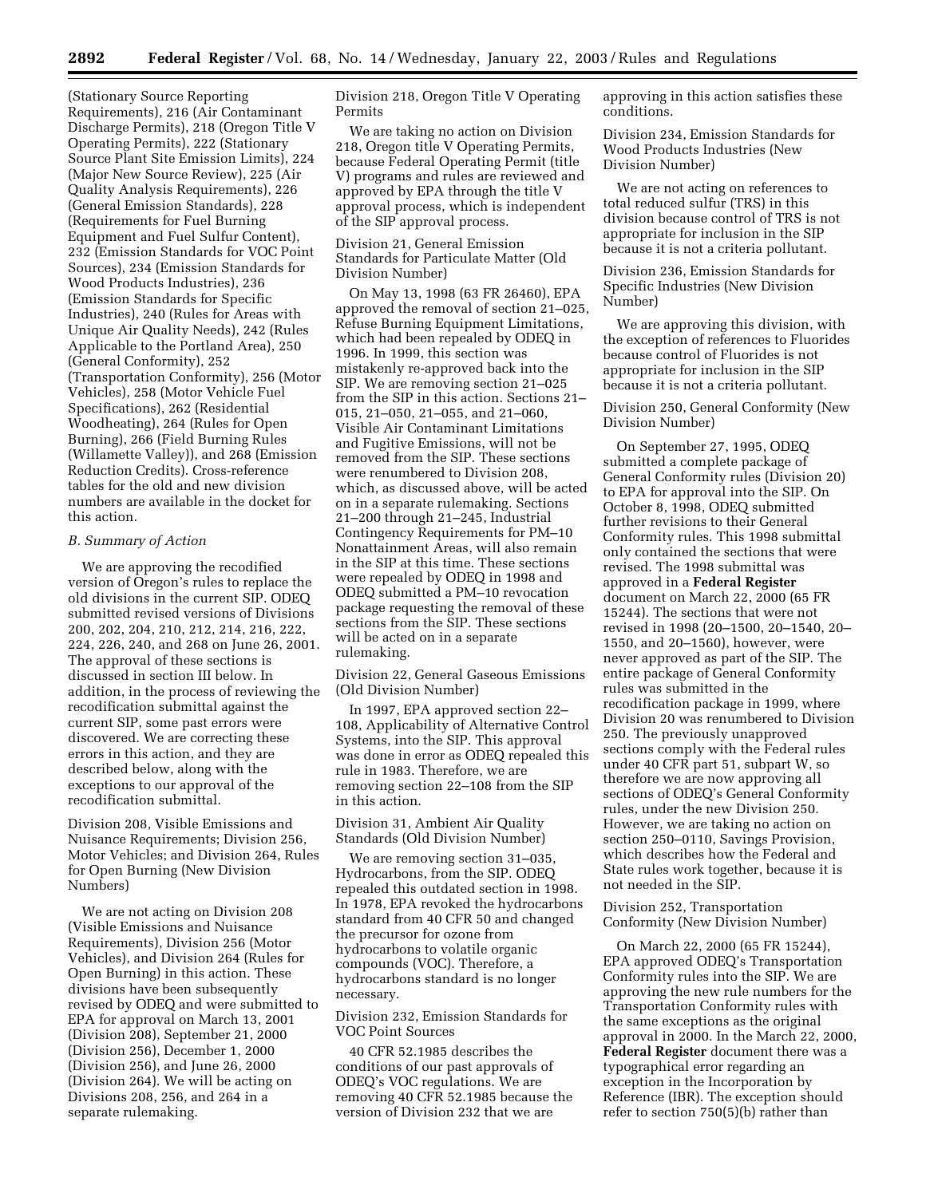(Stationary Source Reporting Requirements), 216 (Air Contaminant Discharge Permits), 218 (Oregon Title V Operating Permits), 222 (Stationary Source Plant Site Emission Limits), 224 (Major New Source Review), 225 (Air Quality Analysis Requirements), 226 (General Emission Standards), 228 (Requirements for Fuel Burning Equipment and Fuel Sulfur Content), 232 (Emission Standards for VOC Point Sources), 234 (Emission Standards for Wood Products Industries), 236 (Emission Standards for Specific Industries), 240 (Rules for Areas with Unique Air Quality Needs), 242 (Rules Applicable to the Portland Area), 250 (General Conformity), 252 (Transportation Conformity), 256 (Motor Vehicles), 258 (Motor Vehicle Fuel Specifications), 262 (Residential Woodheating), 264 (Rules for Open Burning), 266 (Field Burning Rules (Willamette Valley)), and 268 (Emission Reduction Credits). Cross-reference tables for the old and new division numbers are available in the docket for this action.

### *B. Summary of Action*

We are approving the recodified version of Oregon's rules to replace the old divisions in the current SIP. ODEQ submitted revised versions of Divisions 200, 202, 204, 210, 212, 214, 216, 222, 224, 226, 240, and 268 on June 26, 2001. The approval of these sections is discussed in section III below. In addition, in the process of reviewing the recodification submittal against the current SIP, some past errors were discovered. We are correcting these errors in this action, and they are described below, along with the exceptions to our approval of the recodification submittal.

Division 208, Visible Emissions and Nuisance Requirements; Division 256, Motor Vehicles; and Division 264, Rules for Open Burning (New Division Numbers)

We are not acting on Division 208 (Visible Emissions and Nuisance Requirements), Division 256 (Motor Vehicles), and Division 264 (Rules for Open Burning) in this action. These divisions have been subsequently revised by ODEQ and were submitted to EPA for approval on March 13, 2001 (Division 208), September 21, 2000 (Division 256), December 1, 2000 (Division 256), and June 26, 2000 (Division 264). We will be acting on Divisions 208, 256, and 264 in a separate rulemaking.

Division 218, Oregon Title V Operating Permits

We are taking no action on Division 218, Oregon title V Operating Permits, because Federal Operating Permit (title V) programs and rules are reviewed and approved by EPA through the title V approval process, which is independent of the SIP approval process.

Division 21, General Emission Standards for Particulate Matter (Old Division Number)

On May 13, 1998 (63 FR 26460), EPA approved the removal of section 21–025, Refuse Burning Equipment Limitations, which had been repealed by ODEQ in 1996. In 1999, this section was mistakenly re-approved back into the SIP. We are removing section 21–025 from the SIP in this action. Sections 21–015, 21–050, 21–055, and 21–060, Visible Air Contaminant Limitations and Fugitive Emissions, will not be removed from the SIP. These sections were renumbered to Division 208, which, as discussed above, will be acted on in a separate rulemaking. Sections 21–200 through 21–245, Industrial Contingency Requirements for PM–10 Nonattainment Areas, will also remain in the SIP at this time. These sections were repealed by ODEQ in 1998 and ODEQ submitted a PM–10 revocation package requesting the removal of these sections from the SIP. These sections will be acted on in a separate rulemaking.

Division 22, General Gaseous Emissions (Old Division Number)

In 1997, EPA approved section 22–108, Applicability of Alternative Control Systems, into the SIP. This approval was done in error as ODEQ repealed this rule in 1983. Therefore, we are removing section 22–108 from the SIP in this action.

Division 31, Ambient Air Quality Standards (Old Division Number)

We are removing section 31–035, Hydrocarbons, from the SIP. ODEQ repealed this outdated section in 1998. In 1978, EPA revoked the hydrocarbons standard from 40 CFR 50 and changed the precursor for ozone from hydrocarbons to volatile organic compounds (VOC). Therefore, a hydrocarbons standard is no longer necessary.

Division 232, Emission Standards for VOC Point Sources

40 CFR 52.1985 describes the conditions of our past approvals of ODEQ's VOC regulations. We are removing 40 CFR 52.1985 because the version of Division 232 that we are approving in this action satisfies these conditions.

Division 234, Emission Standards for Wood Products Industries (New Division Number)

We are not acting on references to total reduced sulfur (TRS) in this division because control of TRS is not appropriate for inclusion in the SIP because it is not a criteria pollutant.

Division 236, Emission Standards for Specific Industries (New Division Number)

We are approving this division, with the exception of references to Fluorides because control of Fluorides is not appropriate for inclusion in the SIP because it is not a criteria pollutant.

Division 250, General Conformity (New Division Number)

On September 27, 1995, ODEQ submitted a complete package of General Conformity rules (Division 20) to EPA for approval into the SIP. On October 8, 1998, ODEQ submitted further revisions to their General Conformity rules. This 1998 submittal only contained the sections that were revised. The 1998 submittal was approved in a **Federal Register** document on March 22, 2000 (65 FR 15244). The sections that were not revised in 1998 (20–1500, 20–1540, 20–1550, and 20–1560), however, were never approved as part of the SIP. The entire package of General Conformity rules was submitted in the recodification package in 1999, where Division 20 was renumbered to Division 250. The previously unapproved sections comply with the Federal rules under 40 CFR part 51, subpart W, so therefore we are now approving all sections of ODEQ's General Conformity rules, under the new Division 250. However, we are taking no action on section 250–0110, Savings Provision, which describes how the Federal and State rules work together, because it is not needed in the SIP.

Division 252, Transportation Conformity (New Division Number)

On March 22, 2000 (65 FR 15244), EPA approved ODEQ's Transportation Conformity rules into the SIP. We are approving the new rule numbers for the Transportation Conformity rules with the same exceptions as the original approval in 2000. In the March 22, 2000, **Federal Register** document there was a typographical error regarding an exception in the Incorporation by Reference (IBR). The exception should refer to section 750(5)(b) rather than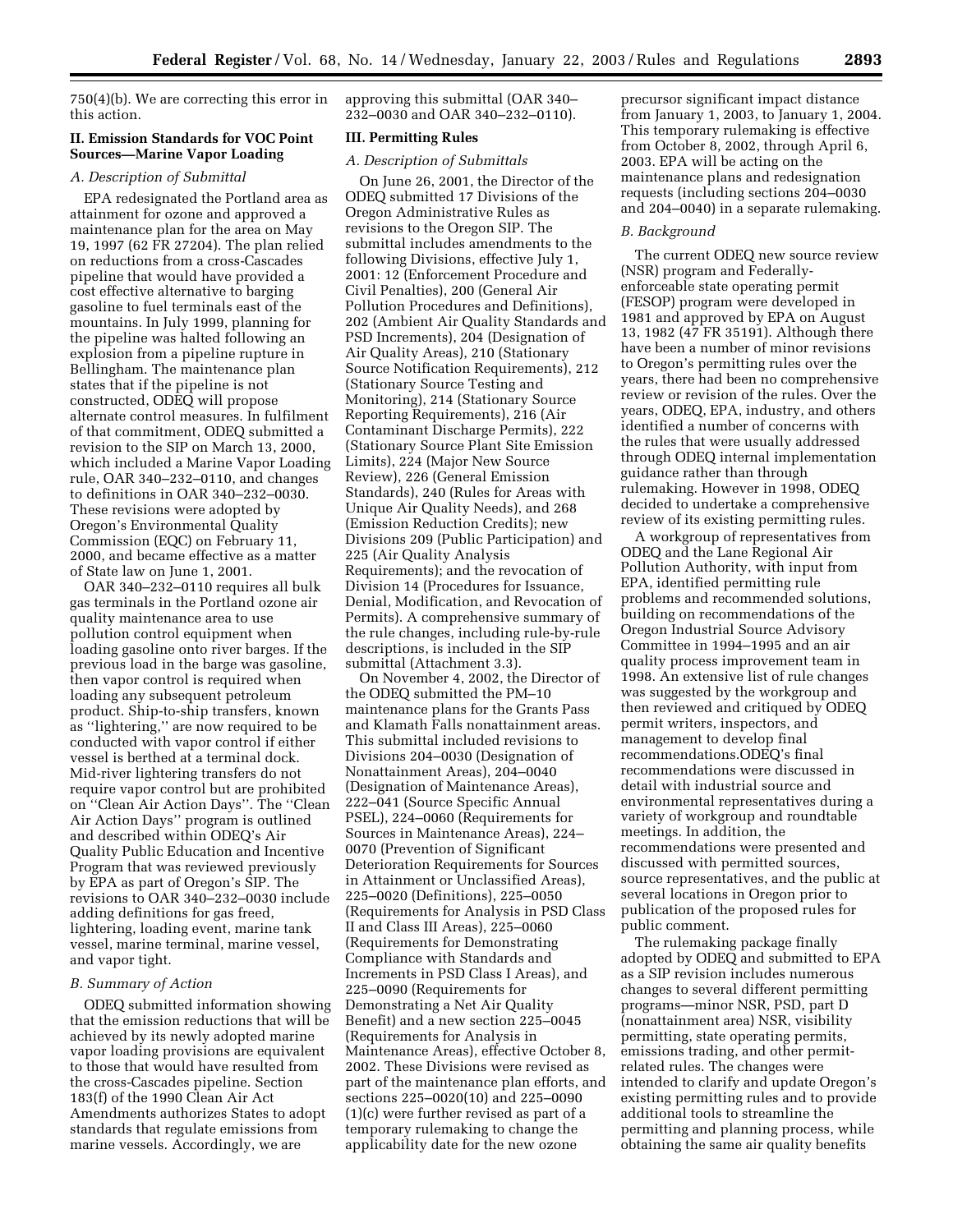750(4)(b). We are correcting this error in this action.

### II. Emission Standards for VOC Point Sources—Marine Vapor Loading

#### *A. Description of Submittal*

EPA redesignated the Portland area as attainment for ozone and approved a maintenance plan for the area on May 19, 1997 (62 FR 27204). The plan relied on reductions from a cross-Cascades pipeline that would have provided a cost effective alternative to barging gasoline to fuel terminals east of the mountains. In July 1999, planning for the pipeline was halted following an explosion from a pipeline rupture in Bellingham. The maintenance plan states that if the pipeline is not constructed, ODEQ will propose alternate control measures. In fulfilment of that commitment, ODEQ submitted a revision to the SIP on March 13, 2000, which included a Marine Vapor Loading rule, OAR 340–232–0110, and changes to definitions in OAR 340–232–0030. These revisions were adopted by Oregon's Environmental Quality Commission (EQC) on February 11, 2000, and became effective as a matter of State law on June 1, 2001.

OAR 340–232–0110 requires all bulk gas terminals in the Portland ozone air quality maintenance area to use pollution control equipment when loading gasoline onto river barges. If the previous load in the barge was gasoline, then vapor control is required when loading any subsequent petroleum product. Ship-to-ship transfers, known as "lightering," are now required to be conducted with vapor control if either vessel is berthed at a terminal dock. Mid-river lightering transfers do not require vapor control but are prohibited on "Clean Air Action Days". The "Clean Air Action Days" program is outlined and described within ODEQ's Air Quality Public Education and Incentive Program that was reviewed previously by EPA as part of Oregon's SIP. The revisions to OAR 340–232–0030 include adding definitions for gas freed, lightering, loading event, marine tank vessel, marine terminal, marine vessel, and vapor tight.

#### *B. Summary of Action*

ODEQ submitted information showing that the emission reductions that will be achieved by its newly adopted marine vapor loading provisions are equivalent to those that would have resulted from the cross-Cascades pipeline. Section 183(f) of the 1990 Clean Air Act Amendments authorizes States to adopt standards that regulate emissions from marine vessels. Accordingly, we are approving this submittal (OAR 340–232–0030 and OAR 340–232–0110).

### III. Permitting Rules

#### *A. Description of Submittals*

On June 26, 2001, the Director of the ODEQ submitted 17 Divisions of the Oregon Administrative Rules as revisions to the Oregon SIP. The submittal includes amendments to the following Divisions, effective July 1, 2001: 12 (Enforcement Procedure and Civil Penalties), 200 (General Air Pollution Procedures and Definitions), 202 (Ambient Air Quality Standards and PSD Increments), 204 (Designation of Air Quality Areas), 210 (Stationary Source Notification Requirements), 212 (Stationary Source Testing and Monitoring), 214 (Stationary Source Reporting Requirements), 216 (Air Contaminant Discharge Permits), 222 (Stationary Source Plant Site Emission Limits), 224 (Major New Source Review), 226 (General Emission Standards), 240 (Rules for Areas with Unique Air Quality Needs), and 268 (Emission Reduction Credits); new Divisions 209 (Public Participation) and 225 (Air Quality Analysis Requirements); and the revocation of Division 14 (Procedures for Issuance, Denial, Modification, and Revocation of Permits). A comprehensive summary of the rule changes, including rule-by-rule descriptions, is included in the SIP submittal (Attachment 3.3).

On November 4, 2002, the Director of the ODEQ submitted the PM–10 maintenance plans for the Grants Pass and Klamath Falls nonattainment areas. This submittal included revisions to Divisions 204–0030 (Designation of Nonattainment Areas), 204–0040 (Designation of Maintenance Areas), 222–041 (Source Specific Annual PSEL), 224–0060 (Requirements for Sources in Maintenance Areas), 224–0070 (Prevention of Significant Deterioration Requirements for Sources in Attainment or Unclassified Areas), 225–0020 (Definitions), 225–0050 (Requirements for Analysis in PSD Class II and Class III Areas), 225–0060 (Requirements for Demonstrating Compliance with Standards and Increments in PSD Class I Areas), and 225–0090 (Requirements for Demonstrating a Net Air Quality Benefit) and a new section 225–0045 (Requirements for Analysis in Maintenance Areas), effective October 8, 2002. These Divisions were revised as part of the maintenance plan efforts, and sections 225–0020(10) and 225–0090 (1)(c) were further revised as part of a temporary rulemaking to change the applicability date for the new ozone precursor significant impact distance from January 1, 2003, to January 1, 2004. This temporary rulemaking is effective from October 8, 2002, through April 6, 2003. EPA will be acting on the maintenance plans and redesignation requests (including sections 204–0030 and 204–0040) in a separate rulemaking.

#### *B. Background*

The current ODEQ new source review (NSR) program and Federally-enforceable state operating permit (FESOP) program were developed in 1981 and approved by EPA on August 13, 1982 (47 FR 35191). Although there have been a number of minor revisions to Oregon's permitting rules over the years, there had been no comprehensive review or revision of the rules. Over the years, ODEQ, EPA, industry, and others identified a number of concerns with the rules that were usually addressed through ODEQ internal implementation guidance rather than through rulemaking. However in 1998, ODEQ decided to undertake a comprehensive review of its existing permitting rules.

A workgroup of representatives from ODEQ and the Lane Regional Air Pollution Authority, with input from EPA, identified permitting rule problems and recommended solutions, building on recommendations of the Oregon Industrial Source Advisory Committee in 1994–1995 and an air quality process improvement team in 1998. An extensive list of rule changes was suggested by the workgroup and then reviewed and critiqued by ODEQ permit writers, inspectors, and management to develop final recommendations.ODEQ's final recommendations were discussed in detail with industrial source and environmental representatives during a variety of workgroup and roundtable meetings. In addition, the recommendations were presented and discussed with permitted sources, source representatives, and the public at several locations in Oregon prior to publication of the proposed rules for public comment.

The rulemaking package finally adopted by ODEQ and submitted to EPA as a SIP revision includes numerous changes to several different permitting programs—minor NSR, PSD, part D (nonattainment area) NSR, visibility permitting, state operating permits, emissions trading, and other permit-related rules. The changes were intended to clarify and update Oregon's existing permitting rules and to provide additional tools to streamline the permitting and planning process, while obtaining the same air quality benefits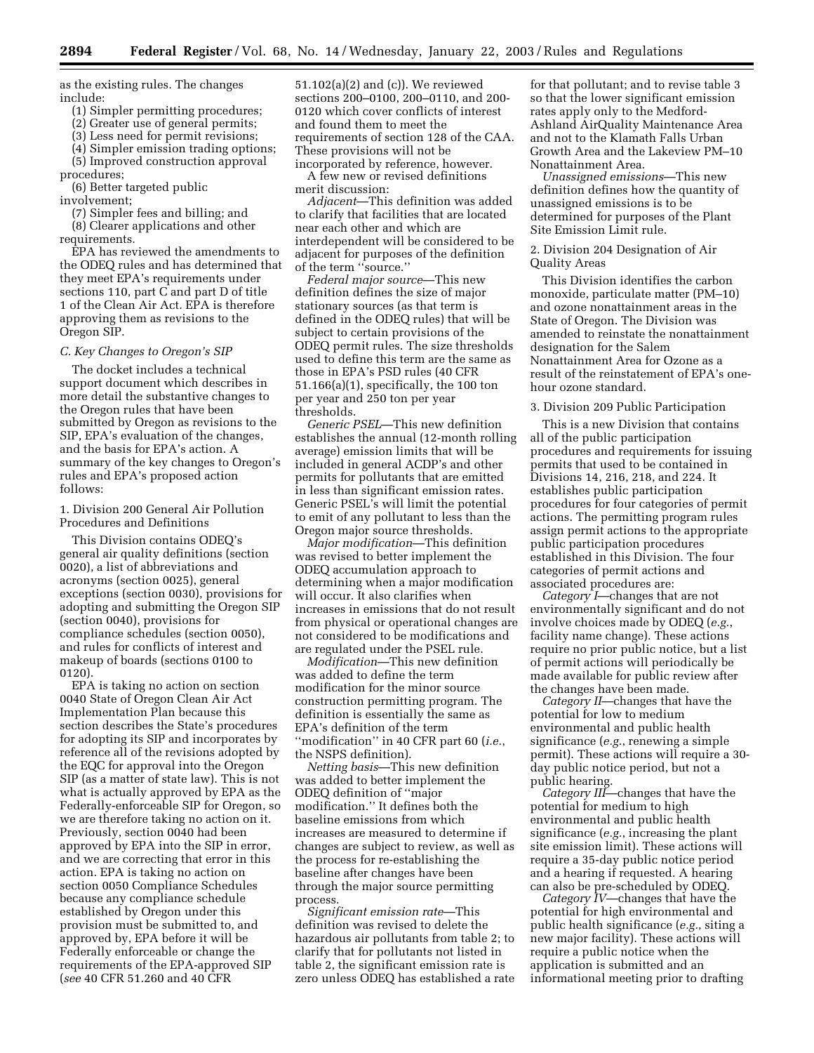as the existing rules. The changes include:

(1) Simpler permitting procedures;
(2) Greater use of general permits;
(3) Less need for permit revisions;
(4) Simpler emission trading options;
(5) Improved construction approval procedures;
(6) Better targeted public involvement;
(7) Simpler fees and billing; and
(8) Clearer applications and other requirements.

EPA has reviewed the amendments to the ODEQ rules and has determined that they meet EPA's requirements under sections 110, part C and part D of title 1 of the Clean Air Act. EPA is therefore approving them as revisions to the Oregon SIP.

### *C. Key Changes to Oregon's SIP*

The docket includes a technical support document which describes in more detail the substantive changes to the Oregon rules that have been submitted by Oregon as revisions to the SIP, EPA's evaluation of the changes, and the basis for EPA's action. A summary of the key changes to Oregon's rules and EPA's proposed action follows:

#### 1. Division 200 General Air Pollution Procedures and Definitions

This Division contains ODEQ's general air quality definitions (section 0020), a list of abbreviations and acronyms (section 0025), general exceptions (section 0030), provisions for adopting and submitting the Oregon SIP (section 0040), provisions for compliance schedules (section 0050), and rules for conflicts of interest and makeup of boards (sections 0100 to 0120).

EPA is taking no action on section 0040 State of Oregon Clean Air Act Implementation Plan because this section describes the State's procedures for adopting its SIP and incorporates by reference all of the revisions adopted by the EQC for approval into the Oregon SIP (as a matter of state law). This is not what is actually approved by EPA as the Federally-enforceable SIP for Oregon, so we are therefore taking no action on it. Previously, section 0040 had been approved by EPA into the SIP in error, and we are correcting that error in this action. EPA is taking no action on section 0050 Compliance Schedules because any compliance schedule established by Oregon under this provision must be submitted to, and approved by, EPA before it will be Federally enforceable or change the requirements of the EPA-approved SIP (*see* 40 CFR 51.260 and 40 CFR 51.102(a)(2) and (c)). We reviewed sections 200–0100, 200–0110, and 200-0120 which cover conflicts of interest and found them to meet the requirements of section 128 of the CAA. These provisions will not be incorporated by reference, however.

A few new or revised definitions merit discussion:

*Adjacent*—This definition was added to clarify that facilities that are located near each other and which are interdependent will be considered to be adjacent for purposes of the definition of the term "source."

*Federal major source*—This new definition defines the size of major stationary sources (as that term is defined in the ODEQ rules) that will be subject to certain provisions of the ODEQ permit rules. The size thresholds used to define this term are the same as those in EPA's PSD rules (40 CFR 51.166(a)(1), specifically, the 100 ton per year and 250 ton per year thresholds.

*Generic PSEL*—This new definition establishes the annual (12-month rolling average) emission limits that will be included in general ACDP's and other permits for pollutants that are emitted in less than significant emission rates. Generic PSEL's will limit the potential to emit of any pollutant to less than the Oregon major source thresholds.

*Major modification*—This definition was revised to better implement the ODEQ accumulation approach to determining when a major modification will occur. It also clarifies when increases in emissions that do not result from physical or operational changes are not considered to be modifications and are regulated under the PSEL rule.

*Modification*—This new definition was added to define the term modification for the minor source construction permitting program. The definition is essentially the same as EPA's definition of the term "modification" in 40 CFR part 60 (*i.e.*, the NSPS definition).

*Netting basis*—This new definition was added to better implement the ODEQ definition of "major modification." It defines both the baseline emissions from which increases are measured to determine if changes are subject to review, as well as the process for re-establishing the baseline after changes have been through the major source permitting process.

*Significant emission rate*—This definition was revised to delete the hazardous air pollutants from table 2; to clarify that for pollutants not listed in table 2, the significant emission rate is zero unless ODEQ has established a rate for that pollutant; and to revise table 3 so that the lower significant emission rates apply only to the Medford-Ashland AirQuality Maintenance Area and not to the Klamath Falls Urban Growth Area and the Lakeview PM–10 Nonattainment Area.

*Unassigned emissions*—This new definition defines how the quantity of unassigned emissions is to be determined for purposes of the Plant Site Emission Limit rule.

#### 2. Division 204 Designation of Air Quality Areas

This Division identifies the carbon monoxide, particulate matter (PM–10) and ozone nonattainment areas in the State of Oregon. The Division was amended to reinstate the nonattainment designation for the Salem Nonattainment Area for Ozone as a result of the reinstatement of EPA's one-hour ozone standard.

#### 3. Division 209 Public Participation

This is a new Division that contains all of the public participation procedures and requirements for issuing permits that used to be contained in Divisions 14, 216, 218, and 224. It establishes public participation procedures for four categories of permit actions. The permitting program rules assign permit actions to the appropriate public participation procedures established in this Division. The four categories of permit actions and associated procedures are:

*Category I*—changes that are not environmentally significant and do not involve choices made by ODEQ (*e.g.*, facility name change). These actions require no prior public notice, but a list of permit actions will periodically be made available for public review after the changes have been made.

*Category II*—changes that have the potential for low to medium environmental and public health significance (*e.g.*, renewing a simple permit). These actions will require a 30-day public notice period, but not a public hearing.

*Category III*—changes that have the potential for medium to high environmental and public health significance (*e.g.*, increasing the plant site emission limit). These actions will require a 35-day public notice period and a hearing if requested. A hearing can also be pre-scheduled by ODEQ.

*Category IV*—changes that have the potential for high environmental and public health significance (*e.g.*, siting a new major facility). These actions will require a public notice when the application is submitted and an informational meeting prior to drafting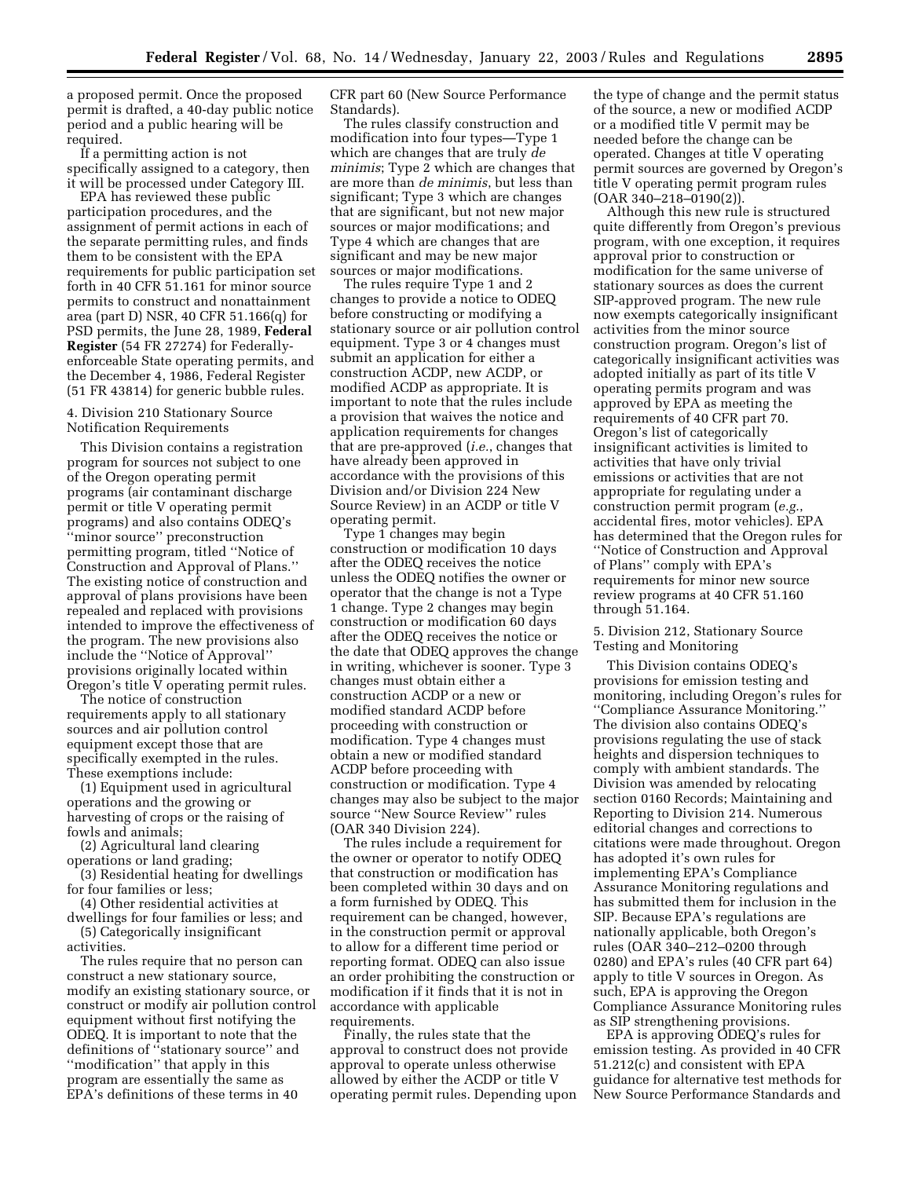a proposed permit. Once the proposed permit is drafted, a 40-day public notice period and a public hearing will be required.

If a permitting action is not specifically assigned to a category, then it will be processed under Category III.

EPA has reviewed these public participation procedures, and the assignment of permit actions in each of the separate permitting rules, and finds them to be consistent with the EPA requirements for public participation set forth in 40 CFR 51.161 for minor source permits to construct and nonattainment area (part D) NSR, 40 CFR 51.166(q) for PSD permits, the June 28, 1989, **Federal Register** (54 FR 27274) for Federally-enforceable State operating permits, and the December 4, 1986, Federal Register (51 FR 43814) for generic bubble rules.

4. Division 210 Stationary Source Notification Requirements

This Division contains a registration program for sources not subject to one of the Oregon operating permit programs (air contaminant discharge permit or title V operating permit programs) and also contains ODEQ's ''minor source'' preconstruction permitting program, titled ''Notice of Construction and Approval of Plans.'' The existing notice of construction and approval of plans provisions have been repealed and replaced with provisions intended to improve the effectiveness of the program. The new provisions also include the ''Notice of Approval'' provisions originally located within Oregon's title V operating permit rules.

The notice of construction requirements apply to all stationary sources and air pollution control equipment except those that are specifically exempted in the rules. These exemptions include:

(1) Equipment used in agricultural operations and the growing or harvesting of crops or the raising of fowls and animals;

(2) Agricultural land clearing operations or land grading;

(3) Residential heating for dwellings for four families or less;

(4) Other residential activities at dwellings for four families or less; and

(5) Categorically insignificant activities.

The rules require that no person can construct a new stationary source, modify an existing stationary source, or construct or modify air pollution control equipment without first notifying the ODEQ. It is important to note that the definitions of ''stationary source'' and ''modification'' that apply in this program are essentially the same as EPA's definitions of these terms in 40 CFR part 60 (New Source Performance Standards).

The rules classify construction and modification into four types—Type 1 which are changes that are truly *de minimis*; Type 2 which are changes that are more than *de minimis*, but less than significant; Type 3 which are changes that are significant, but not new major sources or major modifications; and Type 4 which are changes that are significant and may be new major sources or major modifications.

The rules require Type 1 and 2 changes to provide a notice to ODEQ before constructing or modifying a stationary source or air pollution control equipment. Type 3 or 4 changes must submit an application for either a construction ACDP, new ACDP, or modified ACDP as appropriate. It is important to note that the rules include a provision that waives the notice and application requirements for changes that are pre-approved (*i.e.*, changes that have already been approved in accordance with the provisions of this Division and/or Division 224 New Source Review) in an ACDP or title V operating permit.

Type 1 changes may begin construction or modification 10 days after the ODEQ receives the notice unless the ODEQ notifies the owner or operator that the change is not a Type 1 change. Type 2 changes may begin construction or modification 60 days after the ODEQ receives the notice or the date that ODEQ approves the change in writing, whichever is sooner. Type 3 changes must obtain either a construction ACDP or a new or modified standard ACDP before proceeding with construction or modification. Type 4 changes must obtain a new or modified standard ACDP before proceeding with construction or modification. Type 4 changes may also be subject to the major source ''New Source Review'' rules (OAR 340 Division 224).

The rules include a requirement for the owner or operator to notify ODEQ that construction or modification has been completed within 30 days and on a form furnished by ODEQ. This requirement can be changed, however, in the construction permit or approval to allow for a different time period or reporting format. ODEQ can also issue an order prohibiting the construction or modification if it finds that it is not in accordance with applicable requirements.

Finally, the rules state that the approval to construct does not provide approval to operate unless otherwise allowed by either the ACDP or title V operating permit rules. Depending upon the type of change and the permit status of the source, a new or modified ACDP or a modified title V permit may be needed before the change can be operated. Changes at title V operating permit sources are governed by Oregon's title V operating permit program rules (OAR 340–218–0190(2)).

Although this new rule is structured quite differently from Oregon's previous program, with one exception, it requires approval prior to construction or modification for the same universe of stationary sources as does the current SIP-approved program. The new rule now exempts categorically insignificant activities from the minor source construction program. Oregon's list of categorically insignificant activities was adopted initially as part of its title V operating permits program and was approved by EPA as meeting the requirements of 40 CFR part 70. Oregon's list of categorically insignificant activities is limited to activities that have only trivial emissions or activities that are not appropriate for regulating under a construction permit program (*e.g.*, accidental fires, motor vehicles). EPA has determined that the Oregon rules for ''Notice of Construction and Approval of Plans'' comply with EPA's requirements for minor new source review programs at 40 CFR 51.160 through 51.164.

5. Division 212, Stationary Source Testing and Monitoring

This Division contains ODEQ's provisions for emission testing and monitoring, including Oregon's rules for ''Compliance Assurance Monitoring.'' The division also contains ODEQ's provisions regulating the use of stack heights and dispersion techniques to comply with ambient standards. The Division was amended by relocating section 0160 Records; Maintaining and Reporting to Division 214. Numerous editorial changes and corrections to citations were made throughout. Oregon has adopted it's own rules for implementing EPA's Compliance Assurance Monitoring regulations and has submitted them for inclusion in the SIP. Because EPA's regulations are nationally applicable, both Oregon's rules (OAR 340–212–0200 through 0280) and EPA's rules (40 CFR part 64) apply to title V sources in Oregon. As such, EPA is approving the Oregon Compliance Assurance Monitoring rules as SIP strengthening provisions.

EPA is approving ODEQ's rules for emission testing. As provided in 40 CFR 51.212(c) and consistent with EPA guidance for alternative test methods for New Source Performance Standards and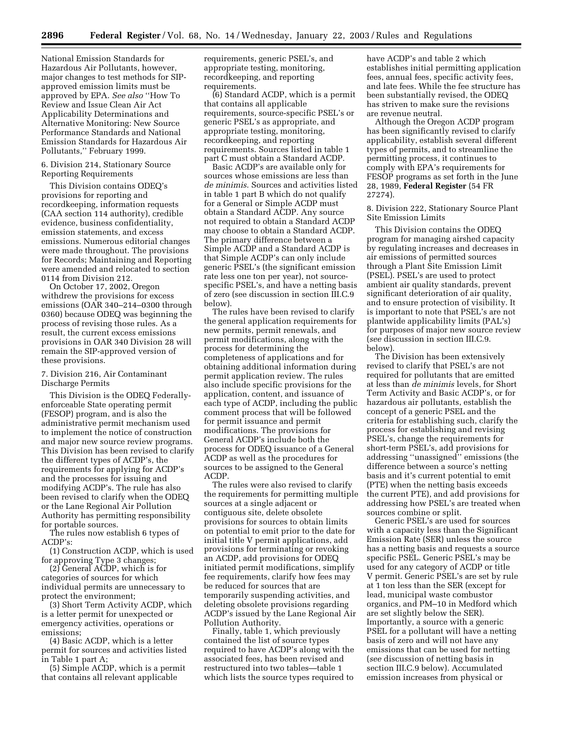National Emission Standards for Hazardous Air Pollutants, however, major changes to test methods for SIP-approved emission limits must be approved by EPA. *See also* ''How To Review and Issue Clean Air Act Applicability Determinations and Alternative Monitoring: New Source Performance Standards and National Emission Standards for Hazardous Air Pollutants,'' February 1999.

6. Division 214, Stationary Source Reporting Requirements

This Division contains ODEQ's provisions for reporting and recordkeeping, information requests (CAA section 114 authority), credible evidence, business confidentiality, emission statements, and excess emissions. Numerous editorial changes were made throughout. The provisions for Records; Maintaining and Reporting were amended and relocated to section 0114 from Division 212.

On October 17, 2002, Oregon withdrew the provisions for excess emissions (OAR 340–214–0300 through 0360) because ODEQ was beginning the process of revising those rules. As a result, the current excess emissions provisions in OAR 340 Division 28 will remain the SIP-approved version of these provisions.

7. Division 216, Air Contaminant Discharge Permits

This Division is the ODEQ Federally-enforceable State operating permit (FESOP) program, and is also the administrative permit mechanism used to implement the notice of construction and major new source review programs. This Division has been revised to clarify the different types of ACDP's, the requirements for applying for ACDP's and the processes for issuing and modifying ACDP's. The rule has also been revised to clarify when the ODEQ or the Lane Regional Air Pollution Authority has permitting responsibility for portable sources.

The rules now establish 6 types of ACDP's:

(1) Construction ACDP, which is used for approving Type 3 changes;

(2) General ACDP, which is for categories of sources for which individual permits are unnecessary to protect the environment;

(3) Short Term Activity ACDP, which is a letter permit for unexpected or emergency activities, operations or emissions;

(4) Basic ACDP, which is a letter permit for sources and activities listed in Table 1 part A;

(5) Simple ACDP, which is a permit that contains all relevant applicable requirements, generic PSEL's, and appropriate testing, monitoring, recordkeeping, and reporting requirements.

(6) Standard ACDP, which is a permit that contains all applicable requirements, source-specific PSEL's or generic PSEL's as appropriate, and appropriate testing, monitoring, recordkeeping, and reporting requirements. Sources listed in table 1 part C must obtain a Standard ACDP.

Basic ACDP's are available only for sources whose emissions are less than *de minimis*. Sources and activities listed in table 1 part B which do not qualify for a General or Simple ACDP must obtain a Standard ACDP. Any source not required to obtain a Standard ACDP may choose to obtain a Standard ACDP. The primary difference between a Simple ACDP and a Standard ACDP is that Simple ACDP's can only include generic PSEL's (the significant emission rate less one ton per year), not source-specific PSEL's, and have a netting basis of zero (see discussion in section III.C.9 below).

The rules have been revised to clarify the general application requirements for new permits, permit renewals, and permit modifications, along with the process for determining the completeness of applications and for obtaining additional information during permit application review. The rules also include specific provisions for the application, content, and issuance of each type of ACDP, including the public comment process that will be followed for permit issuance and permit modifications. The provisions for General ACDP's include both the process for ODEQ issuance of a General ACDP as well as the procedures for sources to be assigned to the General ACDP.

The rules were also revised to clarify the requirements for permitting multiple sources at a single adjacent or contiguous site, delete obsolete provisions for sources to obtain limits on potential to emit prior to the date for initial title V permit applications, add provisions for terminating or revoking an ACDP, add provisions for ODEQ initiated permit modifications, simplify fee requirements, clarify how fees may be reduced for sources that are temporarily suspending activities, and deleting obsolete provisions regarding ACDP's issued by the Lane Regional Air Pollution Authority.

Finally, table 1, which previously contained the list of source types required to have ACDP's along with the associated fees, has been revised and restructured into two tables—table 1 which lists the source types required to have ACDP's and table 2 which establishes initial permitting application fees, annual fees, specific activity fees, and late fees. While the fee structure has been substantially revised, the ODEQ has striven to make sure the revisions are revenue neutral.

Although the Oregon ACDP program has been significantly revised to clarify applicability, establish several different types of permits, and to streamline the permitting process, it continues to comply with EPA's requirements for FESOP programs as set forth in the June 28, 1989, **Federal Register** (54 FR 27274).

8. Division 222, Stationary Source Plant Site Emission Limits

This Division contains the ODEQ program for managing airshed capacity by regulating increases and decreases in air emissions of permitted sources through a Plant Site Emission Limit (PSEL). PSEL's are used to protect ambient air quality standards, prevent significant deterioration of air quality, and to ensure protection of visibility. It is important to note that PSEL's are not plantwide applicability limits (PAL's) for purposes of major new source review (*see* discussion in section III.C.9. below).

The Division has been extensively revised to clarify that PSEL's are not required for pollutants that are emitted at less than *de minimis* levels, for Short Term Activity and Basic ACDP's, or for hazardous air pollutants, establish the concept of a generic PSEL and the criteria for establishing such, clarify the process for establishing and revising PSEL's, change the requirements for short-term PSEL's, add provisions for addressing ''unassigned'' emissions (the difference between a source's netting basis and it's current potential to emit (PTE) when the netting basis exceeds the current PTE), and add provisions for addressing how PSEL's are treated when sources combine or split.

Generic PSEL's are used for sources with a capacity less than the Significant Emission Rate (SER) unless the source has a netting basis and requests a source specific PSEL. Generic PSEL's may be used for any category of ACDP or title V permit. Generic PSEL's are set by rule at 1 ton less than the SER (except for lead, municipal waste combustor organics, and PM–10 in Medford which are set slightly below the SER). Importantly, a source with a generic PSEL for a pollutant will have a netting basis of zero and will not have any emissions that can be used for netting (*see* discussion of netting basis in section III.C.9 below). Accumulated emission increases from physical or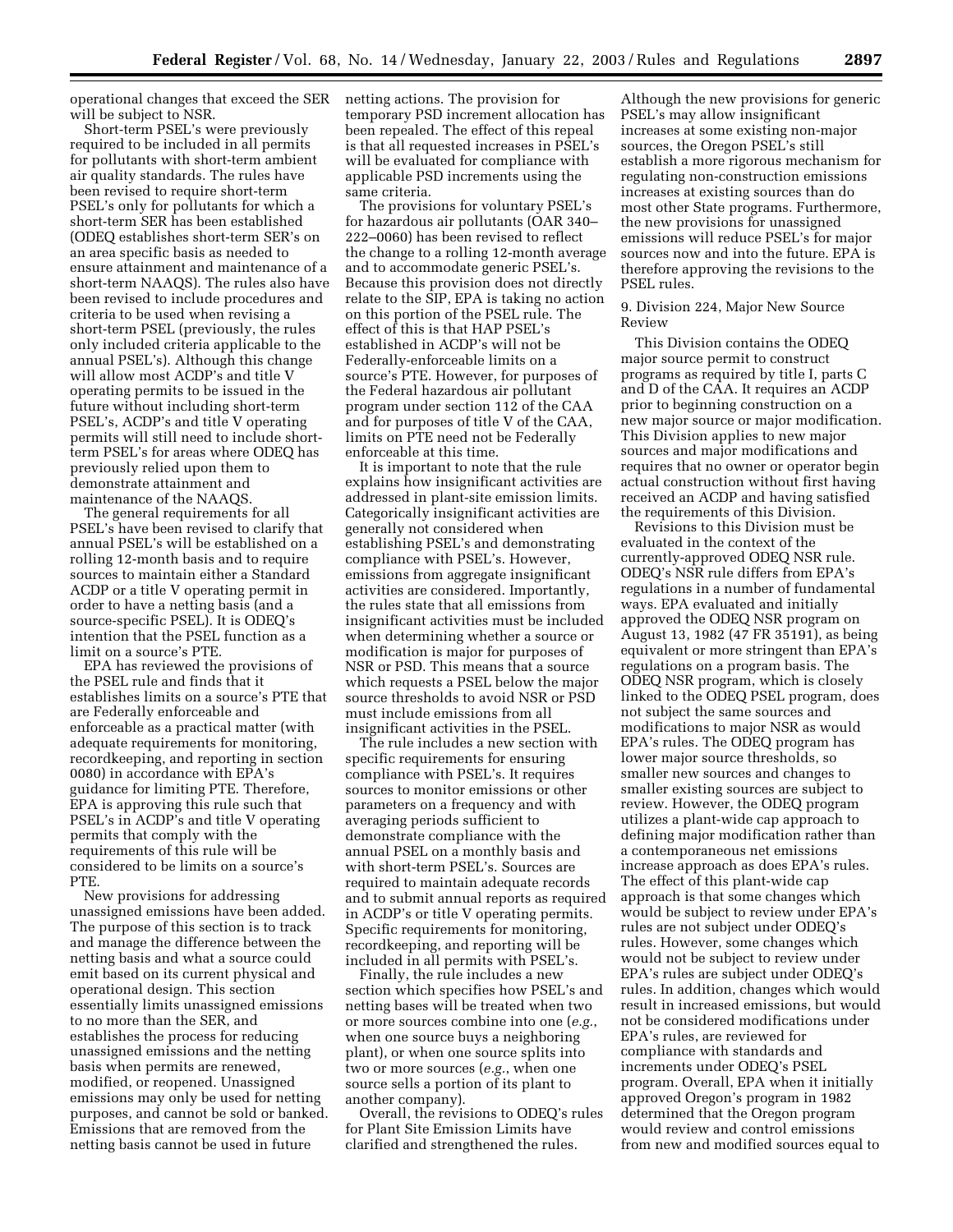operational changes that exceed the SER will be subject to NSR.

Short-term PSEL's were previously required to be included in all permits for pollutants with short-term ambient air quality standards. The rules have been revised to require short-term PSEL's only for pollutants for which a short-term SER has been established (ODEQ establishes short-term SER's on an area specific basis as needed to ensure attainment and maintenance of a short-term NAAQS). The rules also have been revised to include procedures and criteria to be used when revising a short-term PSEL (previously, the rules only included criteria applicable to the annual PSEL's). Although this change will allow most ACDP's and title V operating permits to be issued in the future without including short-term PSEL's, ACDP's and title V operating permits will still need to include short-term PSEL's for areas where ODEQ has previously relied upon them to demonstrate attainment and maintenance of the NAAQS.

The general requirements for all PSEL's have been revised to clarify that annual PSEL's will be established on a rolling 12-month basis and to require sources to maintain either a Standard ACDP or a title V operating permit in order to have a netting basis (and a source-specific PSEL). It is ODEQ's intention that the PSEL function as a limit on a source's PTE.

EPA has reviewed the provisions of the PSEL rule and finds that it establishes limits on a source's PTE that are Federally enforceable and enforceable as a practical matter (with adequate requirements for monitoring, recordkeeping, and reporting in section 0080) in accordance with EPA's guidance for limiting PTE. Therefore, EPA is approving this rule such that PSEL's in ACDP's and title V operating permits that comply with the requirements of this rule will be considered to be limits on a source's PTE.

New provisions for addressing unassigned emissions have been added. The purpose of this section is to track and manage the difference between the netting basis and what a source could emit based on its current physical and operational design. This section essentially limits unassigned emissions to no more than the SER, and establishes the process for reducing unassigned emissions and the netting basis when permits are renewed, modified, or reopened. Unassigned emissions may only be used for netting purposes, and cannot be sold or banked. Emissions that are removed from the netting basis cannot be used in future netting actions. The provision for temporary PSD increment allocation has been repealed. The effect of this repeal is that all requested increases in PSEL's will be evaluated for compliance with applicable PSD increments using the same criteria.

The provisions for voluntary PSEL's for hazardous air pollutants (OAR 340–222–0060) has been revised to reflect the change to a rolling 12-month average and to accommodate generic PSEL's. Because this provision does not directly relate to the SIP, EPA is taking no action on this portion of the PSEL rule. The effect of this is that HAP PSEL's established in ACDP's will not be Federally-enforceable limits on a source's PTE. However, for purposes of the Federal hazardous air pollutant program under section 112 of the CAA and for purposes of title V of the CAA, limits on PTE need not be Federally enforceable at this time.

It is important to note that the rule explains how insignificant activities are addressed in plant-site emission limits. Categorically insignificant activities are generally not considered when establishing PSEL's and demonstrating compliance with PSEL's. However, emissions from aggregate insignificant activities are considered. Importantly, the rules state that all emissions from insignificant activities must be included when determining whether a source or modification is major for purposes of NSR or PSD. This means that a source which requests a PSEL below the major source thresholds to avoid NSR or PSD must include emissions from all insignificant activities in the PSEL.

The rule includes a new section with specific requirements for ensuring compliance with PSEL's. It requires sources to monitor emissions or other parameters on a frequency and with averaging periods sufficient to demonstrate compliance with the annual PSEL on a monthly basis and with short-term PSEL's. Sources are required to maintain adequate records and to submit annual reports as required in ACDP's or title V operating permits. Specific requirements for monitoring, recordkeeping, and reporting will be included in all permits with PSEL's.

Finally, the rule includes a new section which specifies how PSEL's and netting bases will be treated when two or more sources combine into one (*e.g.*, when one source buys a neighboring plant), or when one source splits into two or more sources (*e.g.*, when one source sells a portion of its plant to another company).

Overall, the revisions to ODEQ's rules for Plant Site Emission Limits have clarified and strengthened the rules. Although the new provisions for generic PSEL's may allow insignificant increases at some existing non-major sources, the Oregon PSEL's still establish a more rigorous mechanism for regulating non-construction emissions increases at existing sources than do most other State programs. Furthermore, the new provisions for unassigned emissions will reduce PSEL's for major sources now and into the future. EPA is therefore approving the revisions to the PSEL rules.

9. Division 224, Major New Source Review

This Division contains the ODEQ major source permit to construct programs as required by title I, parts C and D of the CAA. It requires an ACDP prior to beginning construction on a new major source or major modification. This Division applies to new major sources and major modifications and requires that no owner or operator begin actual construction without first having received an ACDP and having satisfied the requirements of this Division.

Revisions to this Division must be evaluated in the context of the currently-approved ODEQ NSR rule. ODEQ's NSR rule differs from EPA's regulations in a number of fundamental ways. EPA evaluated and initially approved the ODEQ NSR program on August 13, 1982 (47 FR 35191), as being equivalent or more stringent than EPA's regulations on a program basis. The ODEQ NSR program, which is closely linked to the ODEQ PSEL program, does not subject the same sources and modifications to major NSR as would EPA's rules. The ODEQ program has lower major source thresholds, so smaller new sources and changes to smaller existing sources are subject to review. However, the ODEQ program utilizes a plant-wide cap approach to defining major modification rather than a contemporaneous net emissions increase approach as does EPA's rules. The effect of this plant-wide cap approach is that some changes which would be subject to review under EPA's rules are not subject under ODEQ's rules. However, some changes which would not be subject to review under EPA's rules are subject under ODEQ's rules. In addition, changes which would result in increased emissions, but would not be considered modifications under EPA's rules, are reviewed for compliance with standards and increments under ODEQ's PSEL program. Overall, EPA when it initially approved Oregon's program in 1982 determined that the Oregon program would review and control emissions from new and modified sources equal to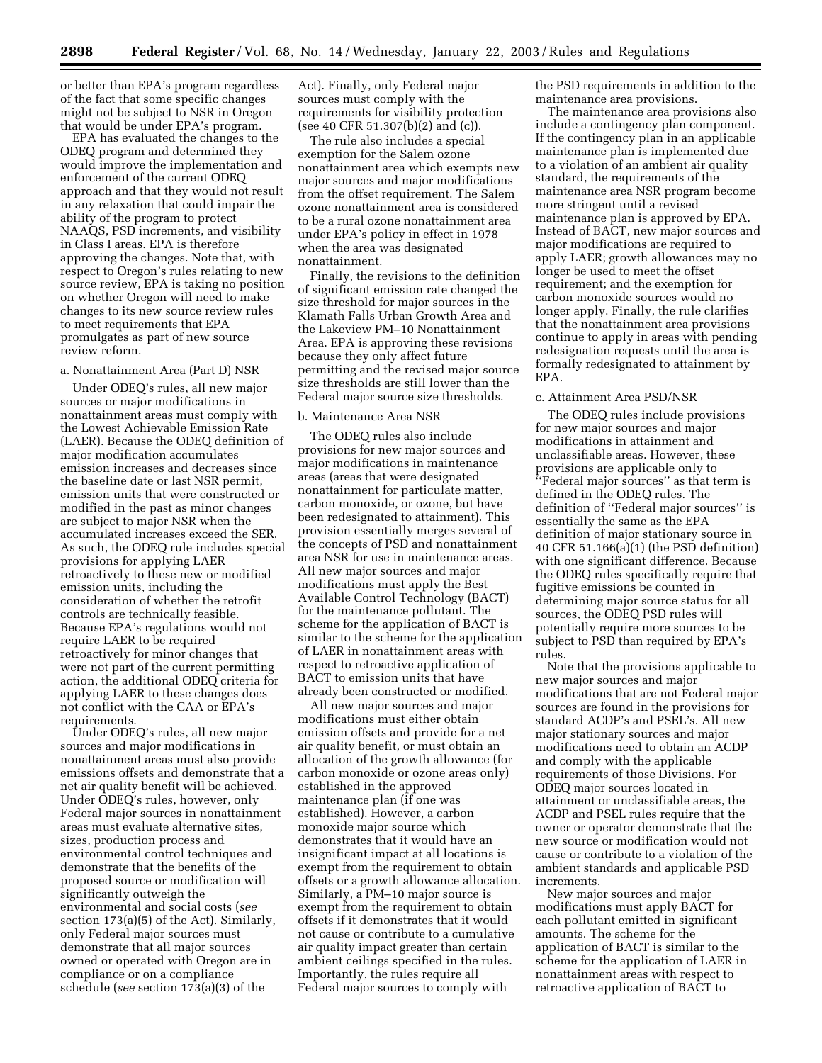or better than EPA's program regardless of the fact that some specific changes might not be subject to NSR in Oregon that would be under EPA's program.

EPA has evaluated the changes to the ODEQ program and determined they would improve the implementation and enforcement of the current ODEQ approach and that they would not result in any relaxation that could impair the ability of the program to protect NAAQS, PSD increments, and visibility in Class I areas. EPA is therefore approving the changes. Note that, with respect to Oregon's rules relating to new source review, EPA is taking no position on whether Oregon will need to make changes to its new source review rules to meet requirements that EPA promulgates as part of new source review reform.

a. Nonattainment Area (Part D) NSR

Under ODEQ's rules, all new major sources or major modifications in nonattainment areas must comply with the Lowest Achievable Emission Rate (LAER). Because the ODEQ definition of major modification accumulates emission increases and decreases since the baseline date or last NSR permit, emission units that were constructed or modified in the past as minor changes are subject to major NSR when the accumulated increases exceed the SER. As such, the ODEQ rule includes special provisions for applying LAER retroactively to these new or modified emission units, including the consideration of whether the retrofit controls are technically feasible. Because EPA's regulations would not require LAER to be required retroactively for minor changes that were not part of the current permitting action, the additional ODEQ criteria for applying LAER to these changes does not conflict with the CAA or EPA's requirements.

Under ODEQ's rules, all new major sources and major modifications in nonattainment areas must also provide emissions offsets and demonstrate that a net air quality benefit will be achieved. Under ODEQ's rules, however, only Federal major sources in nonattainment areas must evaluate alternative sites, sizes, production process and environmental control techniques and demonstrate that the benefits of the proposed source or modification will significantly outweigh the environmental and social costs (*see* section 173(a)(5) of the Act). Similarly, only Federal major sources must demonstrate that all major sources owned or operated with Oregon are in compliance or on a compliance schedule (*see* section 173(a)(3) of the Act). Finally, only Federal major sources must comply with the requirements for visibility protection (see 40 CFR 51.307(b)(2) and (c)).

The rule also includes a special exemption for the Salem ozone nonattainment area which exempts new major sources and major modifications from the offset requirement. The Salem ozone nonattainment area is considered to be a rural ozone nonattainment area under EPA's policy in effect in 1978 when the area was designated nonattainment.

Finally, the revisions to the definition of significant emission rate changed the size threshold for major sources in the Klamath Falls Urban Growth Area and the Lakeview PM–10 Nonattainment Area. EPA is approving these revisions because they only affect future permitting and the revised major source size thresholds are still lower than the Federal major source size thresholds.

b. Maintenance Area NSR

The ODEQ rules also include provisions for new major sources and major modifications in maintenance areas (areas that were designated nonattainment for particulate matter, carbon monoxide, or ozone, but have been redesignated to attainment). This provision essentially merges several of the concepts of PSD and nonattainment area NSR for use in maintenance areas. All new major sources and major modifications must apply the Best Available Control Technology (BACT) for the maintenance pollutant. The scheme for the application of BACT is similar to the scheme for the application of LAER in nonattainment areas with respect to retroactive application of BACT to emission units that have already been constructed or modified.

All new major sources and major modifications must either obtain emission offsets and provide for a net air quality benefit, or must obtain an allocation of the growth allowance (for carbon monoxide or ozone areas only) established in the approved maintenance plan (if one was established). However, a carbon monoxide major source which demonstrates that it would have an insignificant impact at all locations is exempt from the requirement to obtain offsets or a growth allowance allocation. Similarly, a PM–10 major source is exempt from the requirement to obtain offsets if it demonstrates that it would not cause or contribute to a cumulative air quality impact greater than certain ambient ceilings specified in the rules. Importantly, the rules require all Federal major sources to comply with the PSD requirements in addition to the maintenance area provisions.

The maintenance area provisions also include a contingency plan component. If the contingency plan in an applicable maintenance plan is implemented due to a violation of an ambient air quality standard, the requirements of the maintenance area NSR program become more stringent until a revised maintenance plan is approved by EPA. Instead of BACT, new major sources and major modifications are required to apply LAER; growth allowances may no longer be used to meet the offset requirement; and the exemption for carbon monoxide sources would no longer apply. Finally, the rule clarifies that the nonattainment area provisions continue to apply in areas with pending redesignation requests until the area is formally redesignated to attainment by EPA.

c. Attainment Area PSD/NSR

The ODEQ rules include provisions for new major sources and major modifications in attainment and unclassifiable areas. However, these provisions are applicable only to "Federal major sources" as that term is defined in the ODEQ rules. The definition of "Federal major sources" is essentially the same as the EPA definition of major stationary source in 40 CFR 51.166(a)(1) (the PSD definition) with one significant difference. Because the ODEQ rules specifically require that fugitive emissions be counted in determining major source status for all sources, the ODEQ PSD rules will potentially require more sources to be subject to PSD than required by EPA's rules.

Note that the provisions applicable to new major sources and major modifications that are not Federal major sources are found in the provisions for standard ACDP's and PSEL's. All new major stationary sources and major modifications need to obtain an ACDP and comply with the applicable requirements of those Divisions. For ODEQ major sources located in attainment or unclassifiable areas, the ACDP and PSEL rules require that the owner or operator demonstrate that the new source or modification would not cause or contribute to a violation of the ambient standards and applicable PSD increments.

New major sources and major modifications must apply BACT for each pollutant emitted in significant amounts. The scheme for the application of BACT is similar to the scheme for the application of LAER in nonattainment areas with respect to retroactive application of BACT to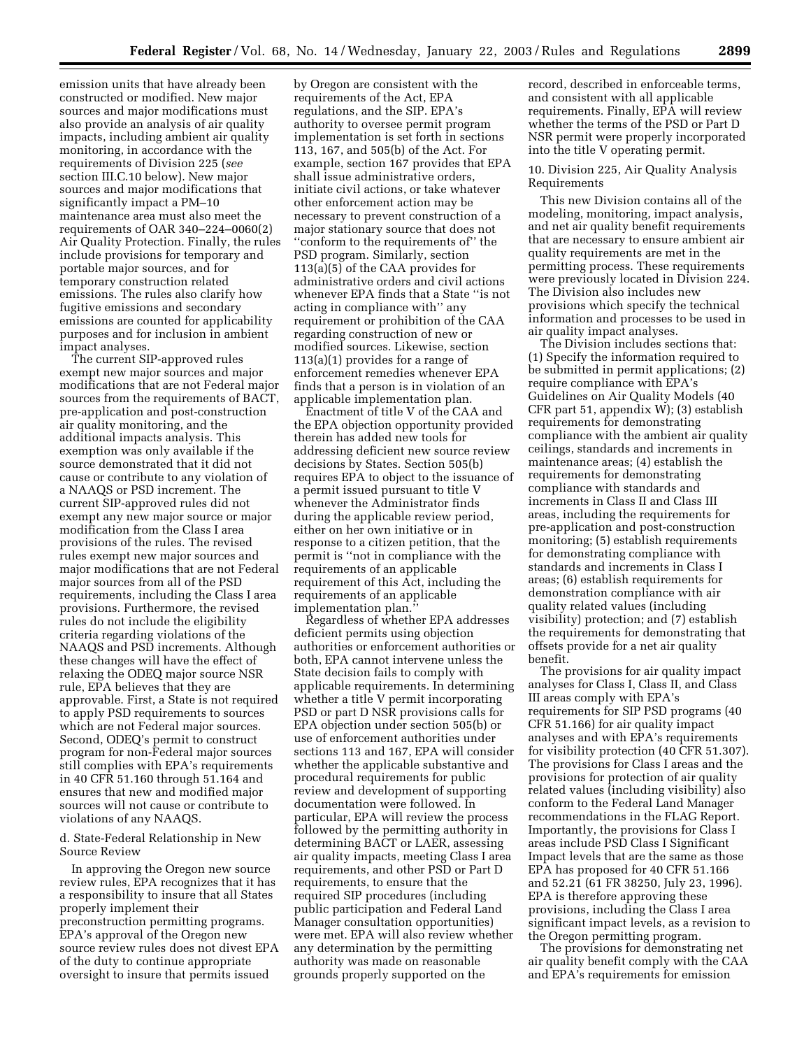emission units that have already been constructed or modified. New major sources and major modifications must also provide an analysis of air quality impacts, including ambient air quality monitoring, in accordance with the requirements of Division 225 (*see* section III.C.10 below). New major sources and major modifications that significantly impact a PM–10 maintenance area must also meet the requirements of OAR 340–224–0060(2) Air Quality Protection. Finally, the rules include provisions for temporary and portable major sources, and for temporary construction related emissions. The rules also clarify how fugitive emissions and secondary emissions are counted for applicability purposes and for inclusion in ambient impact analyses.

The current SIP-approved rules exempt new major sources and major modifications that are not Federal major sources from the requirements of BACT, pre-application and post-construction air quality monitoring, and the additional impacts analysis. This exemption was only available if the source demonstrated that it did not cause or contribute to any violation of a NAAQS or PSD increment. The current SIP-approved rules did not exempt any new major source or major modification from the Class I area provisions of the rules. The revised rules exempt new major sources and major modifications that are not Federal major sources from all of the PSD requirements, including the Class I area provisions. Furthermore, the revised rules do not include the eligibility criteria regarding violations of the NAAQS and PSD increments. Although these changes will have the effect of relaxing the ODEQ major source NSR rule, EPA believes that they are approvable. First, a State is not required to apply PSD requirements to sources which are not Federal major sources. Second, ODEQ's permit to construct program for non-Federal major sources still complies with EPA's requirements in 40 CFR 51.160 through 51.164 and ensures that new and modified major sources will not cause or contribute to violations of any NAAQS.

d. State-Federal Relationship in New Source Review

In approving the Oregon new source review rules, EPA recognizes that it has a responsibility to insure that all States properly implement their preconstruction permitting programs. EPA's approval of the Oregon new source review rules does not divest EPA of the duty to continue appropriate oversight to insure that permits issued by Oregon are consistent with the requirements of the Act, EPA regulations, and the SIP. EPA's authority to oversee permit program implementation is set forth in sections 113, 167, and 505(b) of the Act. For example, section 167 provides that EPA shall issue administrative orders, initiate civil actions, or take whatever other enforcement action may be necessary to prevent construction of a major stationary source that does not "conform to the requirements of" the PSD program. Similarly, section 113(a)(5) of the CAA provides for administrative orders and civil actions whenever EPA finds that a State "is not acting in compliance with" any requirement or prohibition of the CAA regarding construction of new or modified sources. Likewise, section 113(a)(1) provides for a range of enforcement remedies whenever EPA finds that a person is in violation of an applicable implementation plan.

Enactment of title V of the CAA and the EPA objection opportunity provided therein has added new tools for addressing deficient new source review decisions by States. Section 505(b) requires EPA to object to the issuance of a permit issued pursuant to title V whenever the Administrator finds during the applicable review period, either on her own initiative or in response to a citizen petition, that the permit is "not in compliance with the requirements of an applicable requirement of this Act, including the requirements of an applicable implementation plan."

Regardless of whether EPA addresses deficient permits using objection authorities or enforcement authorities or both, EPA cannot intervene unless the State decision fails to comply with applicable requirements. In determining whether a title V permit incorporating PSD or part D NSR provisions calls for EPA objection under section 505(b) or use of enforcement authorities under sections 113 and 167, EPA will consider whether the applicable substantive and procedural requirements for public review and development of supporting documentation were followed. In particular, EPA will review the process followed by the permitting authority in determining BACT or LAER, assessing air quality impacts, meeting Class I area requirements, and other PSD or Part D requirements, to ensure that the required SIP procedures (including public participation and Federal Land Manager consultation opportunities) were met. EPA will also review whether any determination by the permitting authority was made on reasonable grounds properly supported on the record, described in enforceable terms, and consistent with all applicable requirements. Finally, EPA will review whether the terms of the PSD or Part D NSR permit were properly incorporated into the title V operating permit.

10. Division 225, Air Quality Analysis Requirements

This new Division contains all of the modeling, monitoring, impact analysis, and net air quality benefit requirements that are necessary to ensure ambient air quality requirements are met in the permitting process. These requirements were previously located in Division 224. The Division also includes new provisions which specify the technical information and processes to be used in air quality impact analyses.

The Division includes sections that: (1) Specify the information required to be submitted in permit applications; (2) require compliance with EPA's Guidelines on Air Quality Models (40 CFR part 51, appendix W); (3) establish requirements for demonstrating compliance with the ambient air quality ceilings, standards and increments in maintenance areas; (4) establish the requirements for demonstrating compliance with standards and increments in Class II and Class III areas, including the requirements for pre-application and post-construction monitoring; (5) establish requirements for demonstrating compliance with standards and increments in Class I areas; (6) establish requirements for demonstration compliance with air quality related values (including visibility) protection; and (7) establish the requirements for demonstrating that offsets provide for a net air quality benefit.

The provisions for air quality impact analyses for Class I, Class II, and Class III areas comply with EPA's requirements for SIP PSD programs (40 CFR 51.166) for air quality impact analyses and with EPA's requirements for visibility protection (40 CFR 51.307). The provisions for Class I areas and the provisions for protection of air quality related values (including visibility) also conform to the Federal Land Manager recommendations in the FLAG Report. Importantly, the provisions for Class I areas include PSD Class I Significant Impact levels that are the same as those EPA has proposed for 40 CFR 51.166 and 52.21 (61 FR 38250, July 23, 1996). EPA is therefore approving these provisions, including the Class I area significant impact levels, as a revision to the Oregon permitting program.

The provisions for demonstrating net air quality benefit comply with the CAA and EPA's requirements for emission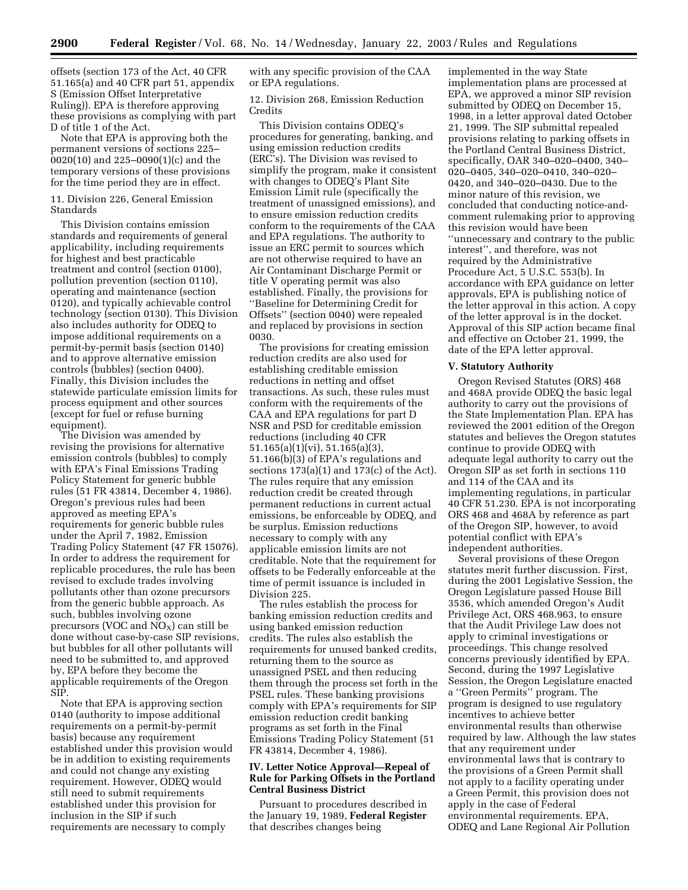offsets (section 173 of the Act, 40 CFR 51.165(a) and 40 CFR part 51, appendix S (Emission Offset Interpretative Ruling)). EPA is therefore approving these provisions as complying with part D of title 1 of the Act.

Note that EPA is approving both the permanent versions of sections 225–0020(10) and 225–0090(1)(c) and the temporary versions of these provisions for the time period they are in effect.

11. Division 226, General Emission Standards

This Division contains emission standards and requirements of general applicability, including requirements for highest and best practicable treatment and control (section 0100), pollution prevention (section 0110), operating and maintenance (section 0120), and typically achievable control technology (section 0130). This Division also includes authority for ODEQ to impose additional requirements on a permit-by-permit basis (section 0140) and to approve alternative emission controls (bubbles) (section 0400). Finally, this Division includes the statewide particulate emission limits for process equipment and other sources (except for fuel or refuse burning equipment).

The Division was amended by revising the provisions for alternative emission controls (bubbles) to comply with EPA's Final Emissions Trading Policy Statement for generic bubble rules (51 FR 43814, December 4, 1986). Oregon's previous rules had been approved as meeting EPA's requirements for generic bubble rules under the April 7, 1982, Emission Trading Policy Statement (47 FR 15076). In order to address the requirement for replicable procedures, the rule has been revised to exclude trades involving pollutants other than ozone precursors from the generic bubble approach. As such, bubbles involving ozone precursors (VOC and $NO_X$) can still be done without case-by-case SIP revisions, but bubbles for all other pollutants will need to be submitted to, and approved by, EPA before they become the applicable requirements of the Oregon SIP.

Note that EPA is approving section 0140 (authority to impose additional requirements on a permit-by-permit basis) because any requirement established under this provision would be in addition to existing requirements and could not change any existing requirement. However, ODEQ would still need to submit requirements established under this provision for inclusion in the SIP if such requirements are necessary to comply with any specific provision of the CAA or EPA regulations.

12. Division 268, Emission Reduction Credits

This Division contains ODEQ's procedures for generating, banking, and using emission reduction credits (ERC's). The Division was revised to simplify the program, make it consistent with changes to ODEQ's Plant Site Emission Limit rule (specifically the treatment of unassigned emissions), and to ensure emission reduction credits conform to the requirements of the CAA and EPA regulations. The authority to issue an ERC permit to sources which are not otherwise required to have an Air Contaminant Discharge Permit or title V operating permit was also established. Finally, the provisions for "Baseline for Determining Credit for Offsets" (section 0040) were repealed and replaced by provisions in section 0030.

The provisions for creating emission reduction credits are also used for establishing creditable emission reductions in netting and offset transactions. As such, these rules must conform with the requirements of the CAA and EPA regulations for part D NSR and PSD for creditable emission reductions (including 40 CFR 51.165(a)(1)(vi), 51.165(a)(3), 51.166(b)(3) of EPA's regulations and sections 173(a)(1) and 173(c) of the Act). The rules require that any emission reduction credit be created through permanent reductions in current actual emissions, be enforceable by ODEQ, and be surplus. Emission reductions necessary to comply with any applicable emission limits are not creditable. Note that the requirement for offsets to be Federally enforceable at the time of permit issuance is included in Division 225.

The rules establish the process for banking emission reduction credits and using banked emission reduction credits. The rules also establish the requirements for unused banked credits, returning them to the source as unassigned PSEL and then reducing them through the process set forth in the PSEL rules. These banking provisions comply with EPA's requirements for SIP emission reduction credit banking programs as set forth in the Final Emissions Trading Policy Statement (51 FR 43814, December 4, 1986).

## IV. Letter Notice Approval—Repeal of Rule for Parking Offsets in the Portland Central Business District

Pursuant to procedures described in the January 19, 1989, **Federal Register** that describes changes being implemented in the way State implementation plans are processed at EPA, we approved a minor SIP revision submitted by ODEQ on December 15, 1998, in a letter approval dated October 21, 1999. The SIP submittal repealed provisions relating to parking offsets in the Portland Central Business District, specifically, OAR 340–020–0400, 340–020–0405, 340–020–0410, 340–020–0420, and 340–020–0430. Due to the minor nature of this revision, we concluded that conducting notice-and-comment rulemaking prior to approving this revision would have been "unnecessary and contrary to the public interest", and therefore, was not required by the Administrative Procedure Act, 5 U.S.C. 553(b). In accordance with EPA guidance on letter approvals, EPA is publishing notice of the letter approval in this action. A copy of the letter approval is in the docket. Approval of this SIP action became final and effective on October 21, 1999, the date of the EPA letter approval.

## V. Statutory Authority

Oregon Revised Statutes (ORS) 468 and 468A provide ODEQ the basic legal authority to carry out the provisions of the State Implementation Plan. EPA has reviewed the 2001 edition of the Oregon statutes and believes the Oregon statutes continue to provide ODEQ with adequate legal authority to carry out the Oregon SIP as set forth in sections 110 and 114 of the CAA and its implementing regulations, in particular 40 CFR 51.230. EPA is not incorporating ORS 468 and 468A by reference as part of the Oregon SIP, however, to avoid potential conflict with EPA's independent authorities.

Several provisions of these Oregon statutes merit further discussion. First, during the 2001 Legislative Session, the Oregon Legislature passed House Bill 3536, which amended Oregon's Audit Privilege Act, ORS 468.963, to ensure that the Audit Privilege Law does not apply to criminal investigations or proceedings. This change resolved concerns previously identified by EPA. Second, during the 1997 Legislative Session, the Oregon Legislature enacted a "Green Permits" program. The program is designed to use regulatory incentives to achieve better environmental results than otherwise required by law. Although the law states that any requirement under environmental laws that is contrary to the provisions of a Green Permit shall not apply to a facility operating under a Green Permit, this provision does not apply in the case of Federal environmental requirements. EPA, ODEQ and Lane Regional Air Pollution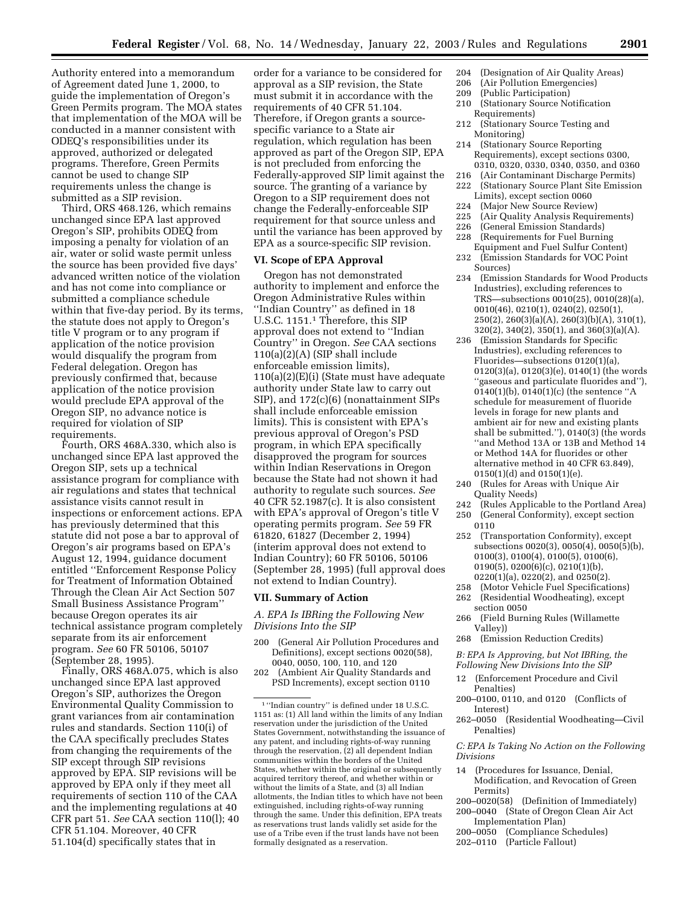Authority entered into a memorandum of Agreement dated June 1, 2000, to guide the implementation of Oregon's Green Permits program. The MOA states that implementation of the MOA will be conducted in a manner consistent with ODEQ's responsibilities under its approved, authorized or delegated programs. Therefore, Green Permits cannot be used to change SIP requirements unless the change is submitted as a SIP revision.

Third, ORS 468.126, which remains unchanged since EPA last approved Oregon's SIP, prohibits ODEQ from imposing a penalty for violation of an air, water or solid waste permit unless the source has been provided five days' advanced written notice of the violation and has not come into compliance or submitted a compliance schedule within that five-day period. By its terms, the statute does not apply to Oregon's title V program or to any program if application of the notice provision would disqualify the program from Federal delegation. Oregon has previously confirmed that, because application of the notice provision would preclude EPA approval of the Oregon SIP, no advance notice is required for violation of SIP requirements.

Fourth, ORS 468A.330, which also is unchanged since EPA last approved the Oregon SIP, sets up a technical assistance program for compliance with air regulations and states that technical assistance visits cannot result in inspections or enforcement actions. EPA has previously determined that this statute did not pose a bar to approval of Oregon's air programs based on EPA's August 12, 1994, guidance document entitled ''Enforcement Response Policy for Treatment of Information Obtained Through the Clean Air Act Section 507 Small Business Assistance Program'' because Oregon operates its air technical assistance program completely separate from its air enforcement program. *See* 60 FR 50106, 50107 (September 28, 1995).

Finally, ORS 468A.075, which is also unchanged since EPA last approved Oregon's SIP, authorizes the Oregon Environmental Quality Commission to grant variances from air contamination rules and standards. Section 110(i) of the CAA specifically precludes States from changing the requirements of the SIP except through SIP revisions approved by EPA. SIP revisions will be approved by EPA only if they meet all requirements of section 110 of the CAA and the implementing regulations at 40 CFR part 51. *See* CAA section 110(l); 40 CFR 51.104. Moreover, 40 CFR 51.104(d) specifically states that in order for a variance to be considered for approval as a SIP revision, the State must submit it in accordance with the requirements of 40 CFR 51.104. Therefore, if Oregon grants a source-specific variance to a State air regulation, which regulation has been approved as part of the Oregon SIP, EPA is not precluded from enforcing the Federally-approved SIP limit against the source. The granting of a variance by Oregon to a SIP requirement does not change the Federally-enforceable SIP requirement for that source unless and until the variance has been approved by EPA as a source-specific SIP revision.

## VI. Scope of EPA Approval

Oregon has not demonstrated authority to implement and enforce the Oregon Administrative Rules within ''Indian Country'' as defined in 18 U.S.C. 1151.[1] Therefore, this SIP approval does not extend to ''Indian Country'' in Oregon. *See* CAA sections 110(a)(2)(A) (SIP shall include enforceable emission limits), 110(a)(2)(E)(i) (State must have adequate authority under State law to carry out SIP), and 172(c)(6) (nonattainment SIPs shall include enforceable emission limits). This is consistent with EPA's previous approval of Oregon's PSD program, in which EPA specifically disapproved the program for sources within Indian Reservations in Oregon because the State had not shown it had authority to regulate such sources. *See* 40 CFR 52.1987(c). It is also consistent with EPA's approval of Oregon's title V operating permits program. *See* 59 FR 61820, 61827 (December 2, 1994) (interim approval does not extend to Indian Country); 60 FR 50106, 50106 (September 28, 1995) (full approval does not extend to Indian Country).

## VII. Summary of Action

### *A. EPA Is IBRing the Following New Divisions Into the SIP*

- 200 (General Air Pollution Procedures and Definitions), except sections 0020(58), 0040, 0050, 100, 110, and 120
- 202 (Ambient Air Quality Standards and PSD Increments), except section 0110
- 204 (Designation of Air Quality Areas)
- 206 (Air Pollution Emergencies)
- 209 (Public Participation)
- 210 (Stationary Source Notification Requirements)
- 212 (Stationary Source Testing and Monitoring)
- 214 (Stationary Source Reporting Requirements), except sections 0300, 0310, 0320, 0330, 0340, 0350, and 0360
- 216 (Air Contaminant Discharge Permits)
- 222 (Stationary Source Plant Site Emission Limits), except section 0060
- 224 (Major New Source Review)
- 225 (Air Quality Analysis Requirements)
- 226 (General Emission Standards)
- 228 (Requirements for Fuel Burning Equipment and Fuel Sulfur Content)
- 232 (Emission Standards for VOC Point Sources)
- 234 (Emission Standards for Wood Products Industries), excluding references to TRS—subsections 0010(25), 0010(28)(a), 0010(46), 0210(1), 0240(2), 0250(1), 250(2), 260(3)(a)(A), 260(3)(b)(A), 310(1), 320(2), 340(2), 350(1), and 360(3)(a)(A).
- 236 (Emission Standards for Specific Industries), excluding references to Fluorides—subsections 0120(1)(a), 0120(3)(a), 0120(3)(e), 0140(1) (the words ''gaseous and particulate fluorides and''), 0140(1)(b), 0140(1)(c) (the sentence ''A schedule for measurement of fluoride levels in forage for new plants and ambient air for new and existing plants shall be submitted.''), 0140(3) (the words ''and Method 13A or 13B and Method 14 or Method 14A for fluorides or other alternative method in 40 CFR 63.849), 0150(1)(d) and 0150(1)(e).
- 240 (Rules for Areas with Unique Air Quality Needs)
- 242 (Rules Applicable to the Portland Area)
- 250 (General Conformity), except section 0110
- 252 (Transportation Conformity), except subsections 0020(3), 0050(4), 0050(5)(b), 0100(3), 0100(4), 0100(5), 0100(6), 0190(5), 0200(6)(c), 0210(1)(b), 0220(1)(a), 0220(2), and 0250(2).
- 258 (Motor Vehicle Fuel Specifications)
- 262 (Residential Woodheating), except section 0050
- 266 (Field Burning Rules (Willamette Valley))
- 268 (Emission Reduction Credits)

### *B: EPA Is Approving, but Not IBRing, the Following New Divisions Into the SIP*

- 12 (Enforcement Procedure and Civil Penalties)
- 200–0100, 0110, and 0120 (Conflicts of Interest)
- 262–0050 (Residential Woodheating—Civil Penalties)

### *C: EPA Is Taking No Action on the Following Divisions*

- 14 (Procedures for Issuance, Denial, Modification, and Revocation of Green Permits)
- 200–0020(58) (Definition of Immediately)
- 200–0040 (State of Oregon Clean Air Act Implementation Plan)
- 200–0050 (Compliance Schedules)
- 202–0110 (Particle Fallout)

[1] ''Indian country'' is defined under 18 U.S.C. 1151 as: (1) All land within the limits of any Indian reservation under the jurisdiction of the United States Government, notwithstanding the issuance of any patent, and including rights-of-way running through the reservation, (2) all dependent Indian communities within the borders of the United States, whether within the original or subsequently acquired territory thereof, and whether within or without the limits of a State, and (3) all Indian allotments, the Indian titles to which have not been extinguished, including rights-of-way running through the same. Under this definition, EPA treats as reservations trust lands validly set aside for the use of a Tribe even if the trust lands have not been formally designated as a reservation.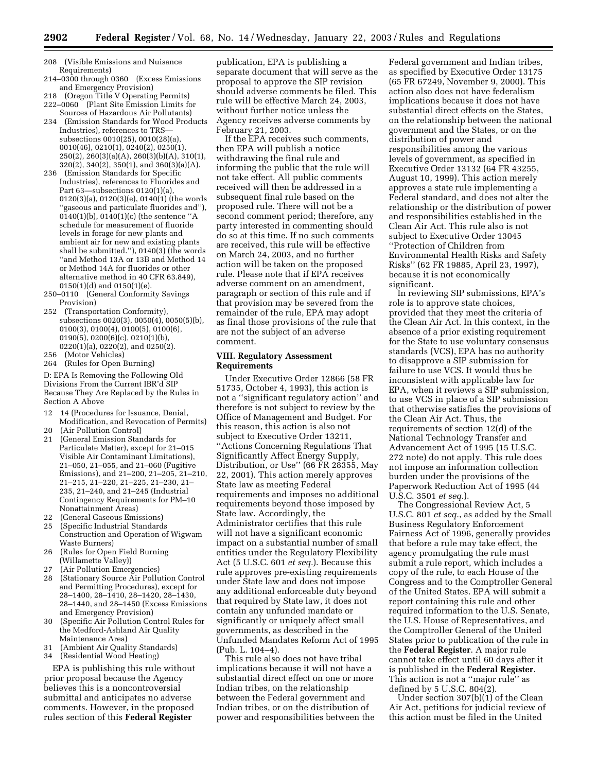208 (Visible Emissions and Nuisance Requirements)
214–0300 through 0360 (Excess Emissions and Emergency Provision)
218 (Oregon Title V Operating Permits)
222–0060 (Plant Site Emission Limits for Sources of Hazardous Air Pollutants)
234 (Emission Standards for Wood Products Industries), references to TRS—subsections 0010(25), 0010(28)(a), 0010(46), 0210(1), 0240(2), 0250(1), 250(2), 260(3)(a)(A), 260(3)(b)(A), 310(1), 320(2), 340(2), 350(1), and 360(3)(a)(A).
236 (Emission Standards for Specific Industries), references to Fluorides and Part 63—subsections 0120(1)(a), 0120(3)(a), 0120(3)(e), 0140(1) (the words "gaseous and particulate fluorides and"), 0140(1)(b), 0140(1)(c) (the sentence "A schedule for measurement of fluoride levels in forage for new plants and ambient air for new and existing plants shall be submitted."), 0140(3) (the words "and Method 13A or 13B and Method 14 or Method 14A for fluorides or other alternative method in 40 CFR 63.849), 0150(1)(d) and 0150(1)(e).
250–0110 (General Conformity Savings Provision)
252 (Transportation Conformity), subsections 0020(3), 0050(4), 0050(5)(b), 0100(3), 0100(4), 0100(5), 0100(6), 0190(5), 0200(6)(c), 0210(1)(b), 0220(1)(a), 0220(2), and 0250(2).
256 (Motor Vehicles)
264 (Rules for Open Burning)

D: EPA Is Removing the Following Old Divisions From the Current IBR'd SIP Because They Are Replaced by the Rules in Section A Above

12 14 (Procedures for Issuance, Denial, Modification, and Revocation of Permits)
20 (Air Pollution Control)
21 (General Emission Standards for Particulate Matter), except for 21–015 Visible Air Contaminant Limitations), 21–050, 21–055, and 21–060 (Fugitive Emissions), and 21–200, 21–205, 21–210, 21–215, 21–220, 21–225, 21–230, 21–235, 21–240, and 21–245 (Industrial Contingency Requirements for PM–10 Nonattainment Areas)
22 (General Gaseous Emissions)
25 (Specific Industrial Standards Construction and Operation of Wigwam Waste Burners)
26 (Rules for Open Field Burning (Willamette Valley))
27 (Air Pollution Emergencies)
28 (Stationary Source Air Pollution Control and Permitting Procedures), except for 28–1400, 28–1410, 28–1420, 28–1430, 28–1440, and 28–1450 (Excess Emissions and Emergency Provision)
30 (Specific Air Pollution Control Rules for the Medford-Ashland Air Quality Maintenance Area)
31 (Ambient Air Quality Standards)
34 (Residential Wood Heating)

EPA is publishing this rule without prior proposal because the Agency believes this is a noncontroversial submittal and anticipates no adverse comments. However, in the proposed rules section of this **Federal Register** publication, EPA is publishing a separate document that will serve as the proposal to approve the SIP revision should adverse comments be filed. This rule will be effective March 24, 2003, without further notice unless the Agency receives adverse comments by February 21, 2003.

If the EPA receives such comments, then EPA will publish a notice withdrawing the final rule and informing the public that the rule will not take effect. All public comments received will then be addressed in a subsequent final rule based on the proposed rule. There will not be a second comment period; therefore, any party interested in commenting should do so at this time. If no such comments are received, this rule will be effective on March 24, 2003, and no further action will be taken on the proposed rule. Please note that if EPA receives adverse comment on an amendment, paragraph or section of this rule and if that provision may be severed from the remainder of the rule, EPA may adopt as final those provisions of the rule that are not the subject of an adverse comment.

## VIII. Regulatory Assessment Requirements

Under Executive Order 12866 (58 FR 51735, October 4, 1993), this action is not a "significant regulatory action" and therefore is not subject to review by the Office of Management and Budget. For this reason, this action is also not subject to Executive Order 13211, "Actions Concerning Regulations That Significantly Affect Energy Supply, Distribution, or Use" (66 FR 28355, May 22, 2001). This action merely approves State law as meeting Federal requirements and imposes no additional requirements beyond those imposed by State law. Accordingly, the Administrator certifies that this rule will not have a significant economic impact on a substantial number of small entities under the Regulatory Flexibility Act (5 U.S.C. 601 *et seq.*). Because this rule approves pre-existing requirements under State law and does not impose any additional enforceable duty beyond that required by State law, it does not contain any unfunded mandate or significantly or uniquely affect small governments, as described in the Unfunded Mandates Reform Act of 1995 (Pub. L. 104–4).

This rule also does not have tribal implications because it will not have a substantial direct effect on one or more Indian tribes, on the relationship between the Federal government and Indian tribes, or on the distribution of power and responsibilities between the Federal government and Indian tribes, as specified by Executive Order 13175 (65 FR 67249, November 9, 2000). This action also does not have federalism implications because it does not have substantial direct effects on the States, on the relationship between the national government and the States, or on the distribution of power and responsibilities among the various levels of government, as specified in Executive Order 13132 (64 FR 43255, August 10, 1999). This action merely approves a state rule implementing a Federal standard, and does not alter the relationship or the distribution of power and responsibilities established in the Clean Air Act. This rule also is not subject to Executive Order 13045 "Protection of Children from Environmental Health Risks and Safety Risks" (62 FR 19885, April 23, 1997), because it is not economically significant.

In reviewing SIP submissions, EPA's role is to approve state choices, provided that they meet the criteria of the Clean Air Act. In this context, in the absence of a prior existing requirement for the State to use voluntary consensus standards (VCS), EPA has no authority to disapprove a SIP submission for failure to use VCS. It would thus be inconsistent with applicable law for EPA, when it reviews a SIP submission, to use VCS in place of a SIP submission that otherwise satisfies the provisions of the Clean Air Act. Thus, the requirements of section 12(d) of the National Technology Transfer and Advancement Act of 1995 (15 U.S.C. 272 note) do not apply. This rule does not impose an information collection burden under the provisions of the Paperwork Reduction Act of 1995 (44 U.S.C. 3501 *et seq.*).

The Congressional Review Act, 5 U.S.C. 801 *et seq.*, as added by the Small Business Regulatory Enforcement Fairness Act of 1996, generally provides that before a rule may take effect, the agency promulgating the rule must submit a rule report, which includes a copy of the rule, to each House of the Congress and to the Comptroller General of the United States. EPA will submit a report containing this rule and other required information to the U.S. Senate, the U.S. House of Representatives, and the Comptroller General of the United States prior to publication of the rule in the **Federal Register**. A major rule cannot take effect until 60 days after it is published in the **Federal Register**. This action is not a "major rule" as defined by 5 U.S.C. 804(2).

Under section 307(b)(1) of the Clean Air Act, petitions for judicial review of this action must be filed in the United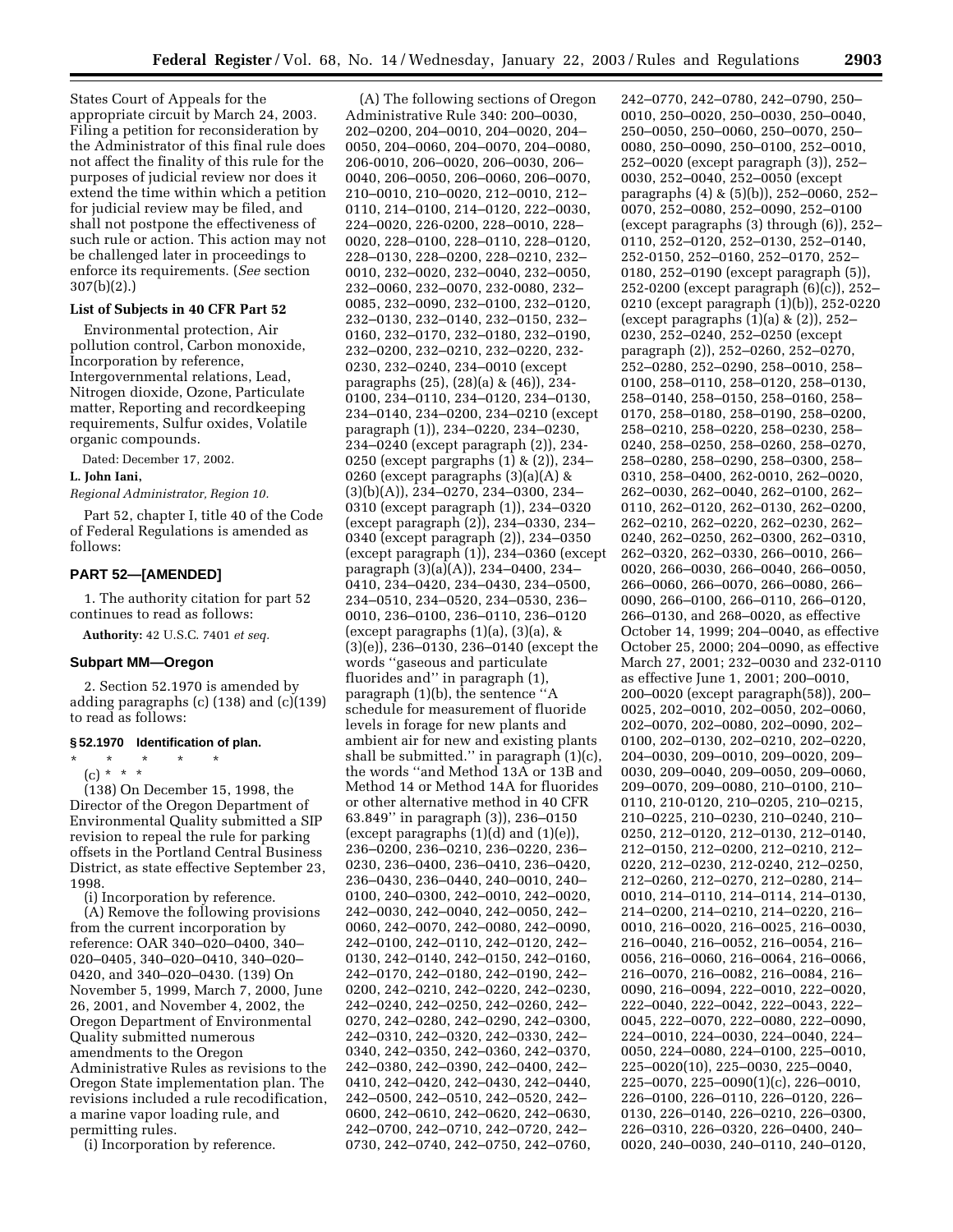States Court of Appeals for the appropriate circuit by March 24, 2003. Filing a petition for reconsideration by the Administrator of this final rule does not affect the finality of this rule for the purposes of judicial review nor does it extend the time within which a petition for judicial review may be filed, and shall not postpone the effectiveness of such rule or action. This action may not be challenged later in proceedings to enforce its requirements. (*See* section 307(b)(2).)

### List of Subjects in 40 CFR Part 52

Environmental protection, Air pollution control, Carbon monoxide, Incorporation by reference, Intergovernmental relations, Lead, Nitrogen dioxide, Ozone, Particulate matter, Reporting and recordkeeping requirements, Sulfur oxides, Volatile organic compounds.

Dated: December 17, 2002.

**L. John Iani,**

*Regional Administrator, Region 10.*

Part 52, chapter I, title 40 of the Code of Federal Regulations is amended as follows:

## PART 52—[AMENDED]

1. The authority citation for part 52 continues to read as follows:

**Authority:** 42 U.S.C. 7401 *et seq.*

### Subpart MM—Oregon

2. Section 52.1970 is amended by adding paragraphs (c) (138) and (c)(139) to read as follows:

### § 52.1970 Identification of plan.

\* \* \* \* \*

(c) \* \* \*

(138) On December 15, 1998, the Director of the Oregon Department of Environmental Quality submitted a SIP revision to repeal the rule for parking offsets in the Portland Central Business District, as state effective September 23, 1998.

(i) Incorporation by reference.

(A) Remove the following provisions from the current incorporation by reference: OAR 340–020–0400, 340–020–0405, 340–020–0410, 340–020–0420, and 340–020–0430. (139) On November 5, 1999, March 7, 2000, June 26, 2001, and November 4, 2002, the Oregon Department of Environmental Quality submitted numerous amendments to the Oregon Administrative Rules as revisions to the Oregon State implementation plan. The revisions included a rule recodification, a marine vapor loading rule, and permitting rules.

(i) Incorporation by reference.

(A) The following sections of Oregon Administrative Rule 340: 200–0030, 202–0200, 204–0010, 204–0020, 204–0050, 204–0060, 204–0070, 204–0080, 206-0010, 206–0020, 206–0030, 206–0040, 206–0050, 206–0060, 206–0070, 210–0010, 210–0020, 212–0010, 212–0110, 214–0100, 214–0120, 222–0030, 224–0020, 226-0200, 228–0010, 228–0020, 228–0100, 228–0110, 228–0120, 228–0130, 228–0200, 228–0210, 232–0010, 232–0020, 232–0040, 232–0050, 232–0060, 232–0070, 232-0080, 232–0085, 232–0090, 232–0100, 232–0120, 232–0130, 232–0140, 232–0150, 232–0160, 232–0170, 232–0180, 232–0190, 232–0200, 232–0210, 232–0220, 232-0230, 232–0240, 234–0010 (except paragraphs (25), (28)(a) & (46)), 234-0100, 234–0110, 234–0120, 234–0130, 234–0140, 234–0200, 234–0210 (except paragraph (1)), 234–0220, 234–0230, 234–0240 (except paragraph (2)), 234-0250 (except pargraphs (1) & (2)), 234–0260 (except paragraphs (3)(a)(A) & (3)(b)(A)), 234–0270, 234–0300, 234–0310 (except paragraph (1)), 234–0320 (except paragraph (2)), 234–0330, 234–0340 (except paragraph (2)), 234–0350 (except paragraph (1)), 234–0360 (except paragraph (3)(a)(A)), 234–0400, 234–0410, 234–0420, 234–0430, 234–0500, 234–0510, 234–0520, 234–0530, 236–0010, 236–0100, 236–0110, 236–0120 (except paragraphs (1)(a), (3)(a), & (3)(e)), 236–0130, 236–0140 (except the words "gaseous and particulate fluorides and" in paragraph (1), paragraph (1)(b), the sentence "A schedule for measurement of fluoride levels in forage for new plants and ambient air for new and existing plants shall be submitted." in paragraph (1)(c), the words "and Method 13A or 13B and Method 14 or Method 14A for fluorides or other alternative method in 40 CFR 63.849" in paragraph (3)), 236–0150 (except paragraphs (1)(d) and (1)(e)), 236–0200, 236–0210, 236–0220, 236–0230, 236–0400, 236–0410, 236–0420, 236–0430, 236–0440, 240–0010, 240–0100, 240–0300, 242–0010, 242–0020, 242–0030, 242–0040, 242–0050, 242–0060, 242–0070, 242–0080, 242–0090, 242–0100, 242–0110, 242–0120, 242–0130, 242–0140, 242–0150, 242–0160, 242–0170, 242–0180, 242–0190, 242–0200, 242–0210, 242–0220, 242–0230, 242–0240, 242–0250, 242–0260, 242–0270, 242–0280, 242–0290, 242–0300, 242–0310, 242–0320, 242–0330, 242–0340, 242–0350, 242–0360, 242–0370, 242–0380, 242–0390, 242–0400, 242–0410, 242–0420, 242–0430, 242–0440, 242–0500, 242–0510, 242–0520, 242–0600, 242–0610, 242–0620, 242–0630, 242–0700, 242–0710, 242–0720, 242–0730, 242–0740, 242–0750, 242–0760, 242–0770, 242–0780, 242–0790, 250–0010, 250–0020, 250–0030, 250–0040, 250–0050, 250–0060, 250–0070, 250–0080, 250–0090, 250–0100, 252–0010, 252–0020 (except paragraph (3)), 252–0030, 252–0040, 252–0050 (except paragraphs (4) & (5)(b)), 252–0060, 252–0070, 252–0080, 252–0090, 252–0100 (except paragraphs (3) through (6)), 252–0110, 252–0120, 252–0130, 252–0140, 252-0150, 252–0160, 252–0170, 252–0180, 252–0190 (except paragraph (5)), 252-0200 (except paragraph (6)(c)), 252–0210 (except paragraph (1)(b)), 252-0220 (except paragraphs (1)(a) & (2)), 252–0230, 252–0240, 252–0250 (except paragraph (2)), 252–0260, 252–0270, 252–0280, 252–0290, 258–0010, 258–0100, 258–0110, 258–0120, 258–0130, 258–0140, 258–0150, 258–0160, 258–0170, 258–0180, 258–0190, 258–0200, 258–0210, 258–0220, 258–0230, 258–0240, 258–0250, 258–0260, 258–0270, 258–0280, 258–0290, 258–0300, 258–0310, 258–0400, 262-0010, 262–0020, 262–0030, 262–0040, 262–0100, 262–0110, 262–0120, 262–0130, 262–0200, 262–0210, 262–0220, 262–0230, 262–0240, 262–0250, 262–0300, 262–0310, 262–0320, 262–0330, 266–0010, 266–0020, 266–0030, 266–0040, 266–0050, 266–0060, 266–0070, 266–0080, 266–0090, 266–0100, 266–0110, 266–0120, 266–0130, and 268–0020, as effective October 14, 1999; 204–0040, as effective October 25, 2000; 204–0090, as effective March 27, 2001; 232–0030 and 232-0110 as effective June 1, 2001; 200–0010, 200–0020 (except paragraph(58)), 200–0025, 202–0010, 202–0050, 202–0060, 202–0070, 202–0080, 202–0090, 202–0100, 202–0130, 202–0210, 202–0220, 204–0030, 209–0010, 209–0020, 209–0030, 209–0040, 209–0050, 209–0060, 209–0070, 209–0080, 210–0100, 210–0110, 210-0120, 210–0205, 210–0215, 210–0225, 210–0230, 210–0240, 210–0250, 212–0120, 212–0130, 212–0140, 212–0150, 212–0200, 212–0210, 212–0220, 212–0230, 212–0240, 212–0250, 212–0260, 212–0270, 212–0280, 214–0010, 214–0110, 214–0114, 214–0130, 214–0200, 214–0210, 214–0220, 216–0010, 216–0020, 216–0025, 216–0030, 216–0040, 216–0052, 216–0054, 216–0056, 216–0060, 216–0064, 216–0066, 216–0070, 216–0082, 216–0084, 216–0090, 216–0094, 222–0010, 222–0020, 222–0040, 222–0042, 222–0043, 222–0045, 222–0070, 222–0080, 222–0090, 224–0010, 224–0030, 224–0040, 224–0050, 224–0080, 224–0100, 225–0010, 225–0020(10), 225–0030, 225–0040, 225–0070, 225–0090(1)(c), 226–0010, 226–0100, 226–0110, 226–0120, 226–0130, 226–0140, 226–0210, 226–0300, 226–0310, 226–0320, 226–0400, 240–0020, 240–0030, 240–0110, 240–0120,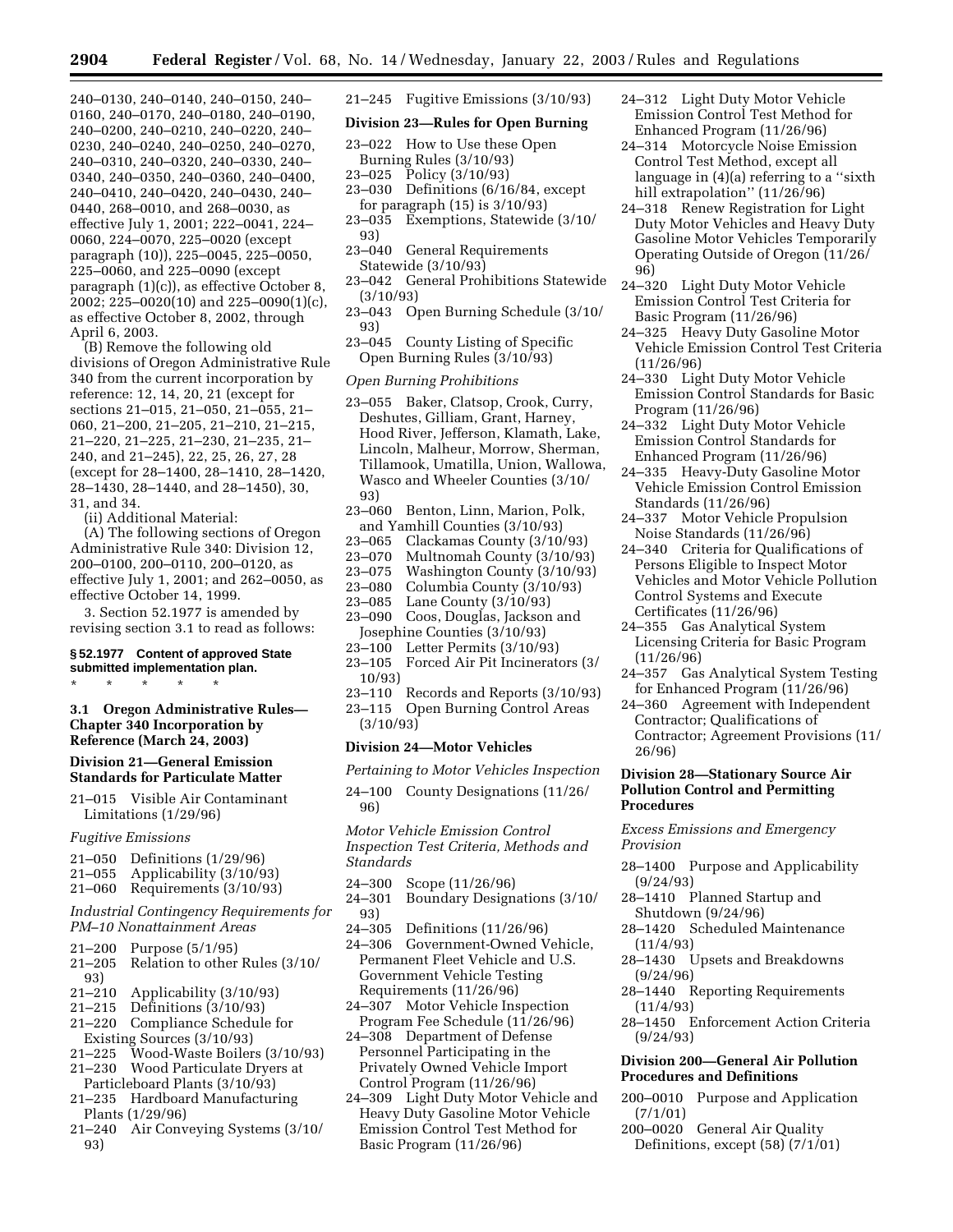240–0130, 240–0140, 240–0150, 240–0160, 240–0170, 240–0180, 240–0190, 240–0200, 240–0210, 240–0220, 240–0230, 240–0240, 240–0250, 240–0270, 240–0310, 240–0320, 240–0330, 240–0340, 240–0350, 240–0360, 240–0400, 240–0410, 240–0420, 240–0430, 240–0440, 268–0010, and 268–0030, as effective July 1, 2001; 222–0041, 224–0060, 224–0070, 225–0020 (except paragraph (10)), 225–0045, 225–0050, 225–0060, and 225–0090 (except paragraph (1)(c)), as effective October 8, 2002; 225–0020(10) and 225–0090(1)(c), as effective October 8, 2002, through April 6, 2003.

(B) Remove the following old divisions of Oregon Administrative Rule 340 from the current incorporation by reference: 12, 14, 20, 21 (except for sections 21–015, 21–050, 21–055, 21–060, 21–200, 21–205, 21–210, 21–215, 21–220, 21–225, 21–230, 21–235, 21–240, and 21–245), 22, 25, 26, 27, 28 (except for 28–1400, 28–1410, 28–1420, 28–1430, 28–1440, and 28–1450), 30, 31, and 34.

(ii) Additional Material:

(A) The following sections of Oregon Administrative Rule 340: Division 12, 200–0100, 200–0110, 200–0120, as effective July 1, 2001; and 262–0050, as effective October 14, 1999.

3. Section 52.1977 is amended by revising section 3.1 to read as follows:

**§ 52.1977 Content of approved State submitted implementation plan.**

\* \* \* \* \*

**3.1 Oregon Administrative Rules—Chapter 340 Incorporation by Reference (March 24, 2003)**

**Division 21—General Emission Standards for Particulate Matter**

21–015 Visible Air Contaminant Limitations (1/29/96)

*Fugitive Emissions*

21–050 Definitions (1/29/96)
21–055 Applicability (3/10/93)
21–060 Requirements (3/10/93)

*Industrial Contingency Requirements for PM–10 Nonattainment Areas*

21–200 Purpose (5/1/95)
21–205 Relation to other Rules (3/10/93)
21–210 Applicability (3/10/93)
21–215 Definitions (3/10/93)
21–220 Compliance Schedule for Existing Sources (3/10/93)
21–225 Wood-Waste Boilers (3/10/93)
21–230 Wood Particulate Dryers at Particleboard Plants (3/10/93)
21–235 Hardboard Manufacturing Plants (1/29/96)
21–240 Air Conveying Systems (3/10/93)
21–245 Fugitive Emissions (3/10/93)

**Division 23—Rules for Open Burning**

23–022 How to Use these Open Burning Rules (3/10/93)
23–025 Policy (3/10/93)
23–030 Definitions (6/16/84, except for paragraph (15) is 3/10/93)
23–035 Exemptions, Statewide (3/10/93)
23–040 General Requirements Statewide (3/10/93)
23–042 General Prohibitions Statewide (3/10/93)
23–043 Open Burning Schedule (3/10/93)
23–045 County Listing of Specific Open Burning Rules (3/10/93)

*Open Burning Prohibitions*

23–055 Baker, Clatsop, Crook, Curry, Deshutes, Gilliam, Grant, Harney, Hood River, Jefferson, Klamath, Lake, Lincoln, Malheur, Morrow, Sherman, Tillamook, Umatilla, Union, Wallowa, Wasco and Wheeler Counties (3/10/93)
23–060 Benton, Linn, Marion, Polk, and Yamhill Counties (3/10/93)
23–065 Clackamas County (3/10/93)
23–070 Multnomah County (3/10/93)
23–075 Washington County (3/10/93)
23–080 Columbia County (3/10/93)
23–085 Lane County (3/10/93)
23–090 Coos, Douglas, Jackson and Josephine Counties (3/10/93)
23–100 Letter Permits (3/10/93)
23–105 Forced Air Pit Incinerators (3/10/93)
23–110 Records and Reports (3/10/93)
23–115 Open Burning Control Areas (3/10/93)

**Division 24—Motor Vehicles**

*Pertaining to Motor Vehicles Inspection*

24–100 County Designations (11/26/96)

*Motor Vehicle Emission Control Inspection Test Criteria, Methods and Standards*

24–300 Scope (11/26/96)
24–301 Boundary Designations (3/10/93)
24–305 Definitions (11/26/96)
24–306 Government-Owned Vehicle, Permanent Fleet Vehicle and U.S. Government Vehicle Testing Requirements (11/26/96)
24–307 Motor Vehicle Inspection Program Fee Schedule (11/26/96)
24–308 Department of Defense Personnel Participating in the Privately Owned Vehicle Import Control Program (11/26/96)
24–309 Light Duty Motor Vehicle and Heavy Duty Gasoline Motor Vehicle Emission Control Test Method for Basic Program (11/26/96)
24–312 Light Duty Motor Vehicle Emission Control Test Method for Enhanced Program (11/26/96)
24–314 Motorcycle Noise Emission Control Test Method, except all language in (4)(a) referring to a ''sixth hill extrapolation'' (11/26/96)
24–318 Renew Registration for Light Duty Motor Vehicles and Heavy Duty Gasoline Motor Vehicles Temporarily Operating Outside of Oregon (11/26/96)
24–320 Light Duty Motor Vehicle Emission Control Test Criteria for Basic Program (11/26/96)
24–325 Heavy Duty Gasoline Motor Vehicle Emission Control Test Criteria (11/26/96)
24–330 Light Duty Motor Vehicle Emission Control Standards for Basic Program (11/26/96)
24–332 Light Duty Motor Vehicle Emission Control Standards for Enhanced Program (11/26/96)
24–335 Heavy-Duty Gasoline Motor Vehicle Emission Control Emission Standards (11/26/96)
24–337 Motor Vehicle Propulsion Noise Standards (11/26/96)
24–340 Criteria for Qualifications of Persons Eligible to Inspect Motor Vehicles and Motor Vehicle Pollution Control Systems and Execute Certificates (11/26/96)
24–355 Gas Analytical System Licensing Criteria for Basic Program (11/26/96)
24–357 Gas Analytical System Testing for Enhanced Program (11/26/96)
24–360 Agreement with Independent Contractor; Qualifications of Contractor; Agreement Provisions (11/26/96)

**Division 28—Stationary Source Air Pollution Control and Permitting Procedures**

*Excess Emissions and Emergency Provision*

28–1400 Purpose and Applicability (9/24/93)
28–1410 Planned Startup and Shutdown (9/24/96)
28–1420 Scheduled Maintenance (11/4/93)
28–1430 Upsets and Breakdowns (9/24/96)
28–1440 Reporting Requirements (11/4/93)
28–1450 Enforcement Action Criteria (9/24/93)

**Division 200—General Air Pollution Procedures and Definitions**

200–0010 Purpose and Application (7/1/01)
200–0020 General Air Quality Definitions, except (58) (7/1/01)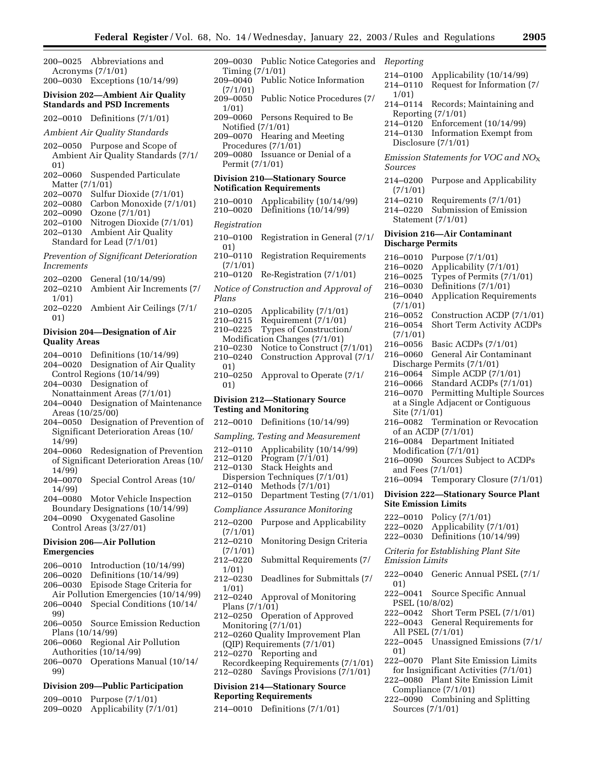200–0025 Abbreviations and Acronyms (7/1/01)
200–0030 Exceptions (10/14/99)

**Division 202—Ambient Air Quality Standards and PSD Increments**

202–0010 Definitions (7/1/01)

*Ambient Air Quality Standards*

202–0050 Purpose and Scope of Ambient Air Quality Standards (7/1/01)
202–0060 Suspended Particulate Matter (7/1/01)
202–0070 Sulfur Dioxide (7/1/01)
202–0080 Carbon Monoxide (7/1/01)
202–0090 Ozone (7/1/01)
202–0100 Nitrogen Dioxide (7/1/01)
202–0130 Ambient Air Quality Standard for Lead (7/1/01)

*Prevention of Significant Deterioration Increments*

202–0200 General (10/14/99)
202–0210 Ambient Air Increments (7/1/01)
202–0220 Ambient Air Ceilings (7/1/01)

**Division 204—Designation of Air Quality Areas**

204–0010 Definitions (10/14/99)
204–0020 Designation of Air Quality Control Regions (10/14/99)
204–0030 Designation of Nonattainment Areas (7/1/01)
204–0040 Designation of Maintenance Areas (10/25/00)
204–0050 Designation of Prevention of Significant Deterioration Areas (10/14/99)
204–0060 Redesignation of Prevention of Significant Deterioration Areas (10/14/99)
204–0070 Special Control Areas (10/14/99)
204–0080 Motor Vehicle Inspection Boundary Designations (10/14/99)
204–0090 Oxygenated Gasoline Control Areas (3/27/01)

**Division 206—Air Pollution Emergencies**

206–0010 Introduction (10/14/99)
206–0020 Definitions (10/14/99)
206–0030 Episode Stage Criteria for Air Pollution Emergencies (10/14/99)
206–0040 Special Conditions (10/14/99)
206–0050 Source Emission Reduction Plans (10/14/99)
206–0060 Regional Air Pollution Authorities (10/14/99)
206–0070 Operations Manual (10/14/99)

**Division 209—Public Participation**

209–0010 Purpose (7/1/01)
209–0020 Applicability (7/1/01)
209–0030 Public Notice Categories and Timing (7/1/01)
209–0040 Public Notice Information (7/1/01)
209–0050 Public Notice Procedures (7/1/01)
209–0060 Persons Required to Be Notified (7/1/01)
209–0070 Hearing and Meeting Procedures (7/1/01)
209–0080 Issuance or Denial of a Permit (7/1/01)

**Division 210—Stationary Source Notification Requirements**

210–0010 Applicability (10/14/99)
210–0020 Definitions (10/14/99)

*Registration*

210–0100 Registration in General (7/1/01)
210–0110 Registration Requirements (7/1/01)
210–0120 Re-Registration (7/1/01)

*Notice of Construction and Approval of Plans*

210–0205 Applicability (7/1/01)
210–0215 Requirement (7/1/01)
210–0225 Types of Construction/Modification Changes (7/1/01)
210–0230 Notice to Construct (7/1/01)
210–0240 Construction Approval (7/1/01)
210–0250 Approval to Operate (7/1/01)

**Division 212—Stationary Source Testing and Monitoring**

212–0010 Definitions (10/14/99)

*Sampling, Testing and Measurement*

212–0110 Applicability (10/14/99)
212–0120 Program (7/1/01)
212–0130 Stack Heights and Dispersion Techniques (7/1/01)
212–0140 Methods (7/1/01)
212–0150 Department Testing (7/1/01)

*Compliance Assurance Monitoring*

212–0200 Purpose and Applicability (7/1/01)
212–0210 Monitoring Design Criteria (7/1/01)
212–0220 Submittal Requirements (7/1/01)
212–0230 Deadlines for Submittals (7/1/01)
212–0240 Approval of Monitoring Plans (7/1/01)
212–0250 Operation of Approved Monitoring (7/1/01)
212–0260 Quality Improvement Plan (QIP) Requirements (7/1/01)
212–0270 Reporting and Recordkeeping Requirements (7/1/01)
212–0280 Savings Provisions (7/1/01)

**Division 214—Stationary Source Reporting Requirements**

214–0010 Definitions (7/1/01)

*Reporting*

214–0100 Applicability (10/14/99)
214–0110 Request for Information (7/1/01)
214–0114 Records; Maintaining and Reporting (7/1/01)
214–0120 Enforcement (10/14/99)
214–0130 Information Exempt from Disclosure (7/1/01)

*Emission Statements for VOC and $NO_X$ Sources*

214–0200 Purpose and Applicability (7/1/01)
214–0210 Requirements (7/1/01)
214–0220 Submission of Emission Statement (7/1/01)

**Division 216—Air Contaminant Discharge Permits**

216–0010 Purpose (7/1/01)
216–0020 Applicability (7/1/01)
216–0025 Types of Permits (7/1/01)
216–0030 Definitions (7/1/01)
216–0040 Application Requirements (7/1/01)
216–0052 Construction ACDP (7/1/01)
216–0054 Short Term Activity ACDPs (7/1/01)
216–0056 Basic ACDPs (7/1/01)
216–0060 General Air Contaminant Discharge Permits (7/1/01)
216–0064 Simple ACDP (7/1/01)
216–0066 Standard ACDPs (7/1/01)
216–0070 Permitting Multiple Sources at a Single Adjacent or Contiguous Site (7/1/01)
216–0082 Termination or Revocation of an ACDP (7/1/01)
216–0084 Department Initiated Modification (7/1/01)
216–0090 Sources Subject to ACDPs and Fees (7/1/01)
216–0094 Temporary Closure (7/1/01)

**Division 222—Stationary Source Plant Site Emission Limits**

222–0010 Policy (7/1/01)
222–0020 Applicability (7/1/01)
222–0030 Definitions (10/14/99)

*Criteria for Establishing Plant Site Emission Limits*

222–0040 Generic Annual PSEL (7/1/01)
222–0041 Source Specific Annual PSEL (10/8/02)
222–0042 Short Term PSEL (7/1/01)
222–0043 General Requirements for All PSEL (7/1/01)
222–0045 Unassigned Emissions (7/1/01)
222–0070 Plant Site Emission Limits for Insignificant Activities (7/1/01)
222–0080 Plant Site Emission Limit Compliance (7/1/01)
222–0090 Combining and Splitting Sources (7/1/01)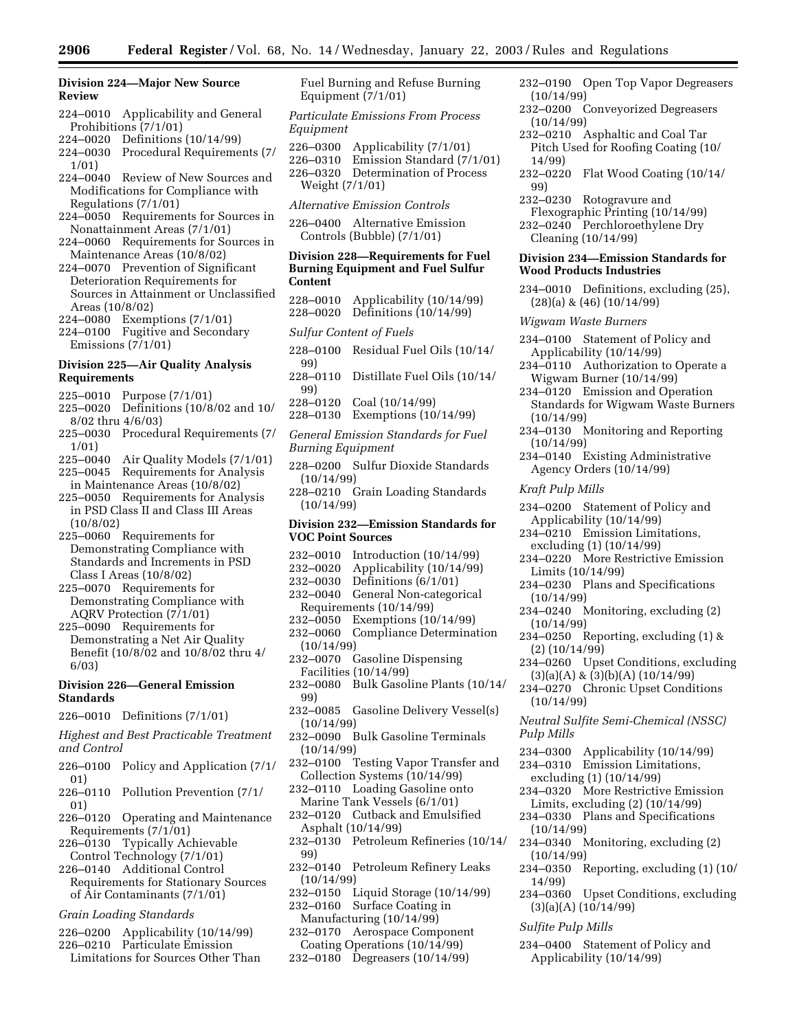**Division 224—Major New Source Review**

224–0010 Applicability and General Prohibitions (7/1/01)
224–0020 Definitions (10/14/99)
224–0030 Procedural Requirements (7/1/01)
224–0040 Review of New Sources and Modifications for Compliance with Regulations (7/1/01)
224–0050 Requirements for Sources in Nonattainment Areas (7/1/01)
224–0060 Requirements for Sources in Maintenance Areas (10/8/02)
224–0070 Prevention of Significant Deterioration Requirements for Sources in Attainment or Unclassified Areas (10/8/02)
224–0080 Exemptions (7/1/01)
224–0100 Fugitive and Secondary Emissions (7/1/01)

**Division 225—Air Quality Analysis Requirements**

225–0010 Purpose (7/1/01)
225–0020 Definitions (10/8/02 and 10/8/02 thru 4/6/03)
225–0030 Procedural Requirements (7/1/01)
225–0040 Air Quality Models (7/1/01)
225–0045 Requirements for Analysis in Maintenance Areas (10/8/02)
225–0050 Requirements for Analysis in PSD Class II and Class III Areas (10/8/02)
225–0060 Requirements for Demonstrating Compliance with Standards and Increments in PSD Class I Areas (10/8/02)
225–0070 Requirements for Demonstrating Compliance with AQRV Protection (7/1/01)
225–0090 Requirements for Demonstrating a Net Air Quality Benefit (10/8/02 and 10/8/02 thru 4/6/03)

**Division 226—General Emission Standards**

226–0010 Definitions (7/1/01)

*Highest and Best Practicable Treatment and Control*

226–0100 Policy and Application (7/1/01)
226–0110 Pollution Prevention (7/1/01)
226–0120 Operating and Maintenance Requirements (7/1/01)
226–0130 Typically Achievable Control Technology (7/1/01)
226–0140 Additional Control Requirements for Stationary Sources of Air Contaminants (7/1/01)

*Grain Loading Standards*

226–0200 Applicability (10/14/99)
226–0210 Particulate Emission Limitations for Sources Other Than Fuel Burning and Refuse Burning Equipment (7/1/01)

*Particulate Emissions From Process Equipment*

226–0300 Applicability (7/1/01)
226–0310 Emission Standard (7/1/01)
226–0320 Determination of Process Weight (7/1/01)

*Alternative Emission Controls*

226–0400 Alternative Emission Controls (Bubble) (7/1/01)

**Division 228—Requirements for Fuel Burning Equipment and Fuel Sulfur Content**

228–0010 Applicability (10/14/99)
228–0020 Definitions (10/14/99)

*Sulfur Content of Fuels*

228–0100 Residual Fuel Oils (10/14/99)
228–0110 Distillate Fuel Oils (10/14/99)
228–0120 Coal (10/14/99)
228–0130 Exemptions (10/14/99)

*General Emission Standards for Fuel Burning Equipment*

228–0200 Sulfur Dioxide Standards (10/14/99)
228–0210 Grain Loading Standards (10/14/99)

**Division 232—Emission Standards for VOC Point Sources**

232–0010 Introduction (10/14/99)
232–0020 Applicability (10/14/99)
232–0030 Definitions (6/1/01)
232–0040 General Non-categorical Requirements (10/14/99)
232–0050 Exemptions (10/14/99)
232–0060 Compliance Determination (10/14/99)
232–0070 Gasoline Dispensing Facilities (10/14/99)
232–0080 Bulk Gasoline Plants (10/14/99)
232–0085 Gasoline Delivery Vessel(s) (10/14/99)
232–0090 Bulk Gasoline Terminals (10/14/99)
232–0100 Testing Vapor Transfer and Collection Systems (10/14/99)
232–0110 Loading Gasoline onto Marine Tank Vessels (6/1/01)
232–0120 Cutback and Emulsified Asphalt (10/14/99)
232–0130 Petroleum Refineries (10/14/99)
232–0140 Petroleum Refinery Leaks (10/14/99)
232–0150 Liquid Storage (10/14/99)
232–0160 Surface Coating in Manufacturing (10/14/99)
232–0170 Aerospace Component Coating Operations (10/14/99)
232–0180 Degreasers (10/14/99)
232–0190 Open Top Vapor Degreasers (10/14/99)
232–0200 Conveyorized Degreasers (10/14/99)
232–0210 Asphaltic and Coal Tar Pitch Used for Roofing Coating (10/14/99)
232–0220 Flat Wood Coating (10/14/99)
232–0230 Rotogravure and Flexographic Printing (10/14/99)
232–0240 Perchloroethylene Dry Cleaning (10/14/99)

**Division 234—Emission Standards for Wood Products Industries**

234–0010 Definitions, excluding (25), (28)(a) & (46) (10/14/99)

*Wigwam Waste Burners*

234–0100 Statement of Policy and Applicability (10/14/99)
234–0110 Authorization to Operate a Wigwam Burner (10/14/99)
234–0120 Emission and Operation Standards for Wigwam Waste Burners (10/14/99)
234–0130 Monitoring and Reporting (10/14/99)
234–0140 Existing Administrative Agency Orders (10/14/99)

*Kraft Pulp Mills*

234–0200 Statement of Policy and Applicability (10/14/99)
234–0210 Emission Limitations, excluding (1) (10/14/99)
234–0220 More Restrictive Emission Limits (10/14/99)
234–0230 Plans and Specifications (10/14/99)
234–0240 Monitoring, excluding (2) (10/14/99)
234–0250 Reporting, excluding (1) & (2) (10/14/99)
234–0260 Upset Conditions, excluding (3)(a)(A) & (3)(b)(A) (10/14/99)
234–0270 Chronic Upset Conditions (10/14/99)

*Neutral Sulfite Semi-Chemical (NSSC) Pulp Mills*

234–0300 Applicability (10/14/99)
234–0310 Emission Limitations, excluding (1) (10/14/99)
234–0320 More Restrictive Emission Limits, excluding (2) (10/14/99)
234–0330 Plans and Specifications (10/14/99)
234–0340 Monitoring, excluding (2) (10/14/99)
234–0350 Reporting, excluding (1) (10/14/99)
234–0360 Upset Conditions, excluding (3)(a)(A) (10/14/99)

*Sulfite Pulp Mills*

234–0400 Statement of Policy and Applicability (10/14/99)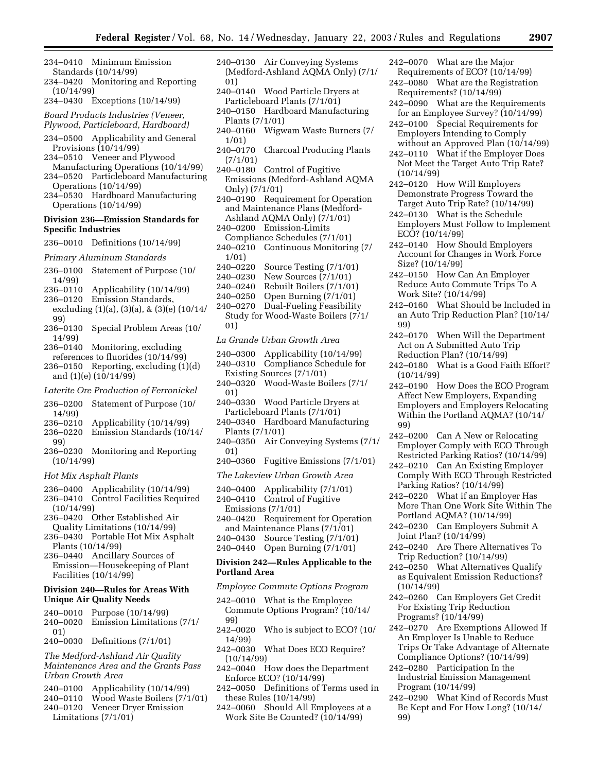234–0410 Minimum Emission Standards (10/14/99)
234–0420 Monitoring and Reporting (10/14/99)
234–0430 Exceptions (10/14/99)

*Board Products Industries (Veneer, Plywood, Particleboard, Hardboard)*

234–0500 Applicability and General Provisions (10/14/99)
234–0510 Veneer and Plywood Manufacturing Operations (10/14/99)
234–0520 Particleboard Manufacturing Operations (10/14/99)
234–0530 Hardboard Manufacturing Operations (10/14/99)

**Division 236—Emission Standards for Specific Industries**

236–0010 Definitions (10/14/99)

*Primary Aluminum Standards*

236–0100 Statement of Purpose (10/14/99)
236–0110 Applicability (10/14/99)
236–0120 Emission Standards, excluding (1)(a), (3)(a), & (3)(e) (10/14/99)
236–0130 Special Problem Areas (10/14/99)
236–0140 Monitoring, excluding references to fluorides (10/14/99)
236–0150 Reporting, excluding (1)(d) and (1)(e) (10/14/99)

*Laterite Ore Production of Ferronickel*

236–0200 Statement of Purpose (10/14/99)
236–0210 Applicability (10/14/99)
236–0220 Emission Standards (10/14/99)
236–0230 Monitoring and Reporting (10/14/99)

*Hot Mix Asphalt Plants*

236–0400 Applicability (10/14/99)
236–0410 Control Facilities Required (10/14/99)
236–0420 Other Established Air Quality Limitations (10/14/99)
236–0430 Portable Hot Mix Asphalt Plants (10/14/99)
236–0440 Ancillary Sources of Emission—Housekeeping of Plant Facilities (10/14/99)

**Division 240—Rules for Areas With Unique Air Quality Needs**

240–0010 Purpose (10/14/99)
240–0020 Emission Limitations (7/1/01)
240–0030 Definitions (7/1/01)

*The Medford-Ashland Air Quality Maintenance Area and the Grants Pass Urban Growth Area*

240–0100 Applicability (10/14/99)
240–0110 Wood Waste Boilers (7/1/01)
240–0120 Veneer Dryer Emission Limitations (7/1/01)
240–0130 Air Conveying Systems (Medford-Ashland AQMA Only) (7/1/01)
240–0140 Wood Particle Dryers at Particleboard Plants (7/1/01)
240–0150 Hardboard Manufacturing Plants (7/1/01)
240–0160 Wigwam Waste Burners (7/1/01)
240–0170 Charcoal Producing Plants (7/1/01)
240–0180 Control of Fugitive Emissions (Medford-Ashland AQMA Only) (7/1/01)
240–0190 Requirement for Operation and Maintenance Plans (Medford-Ashland AQMA Only) (7/1/01)
240–0200 Emission-Limits Compliance Schedules (7/1/01)
240–0210 Continuous Monitoring (7/1/01)
240–0220 Source Testing (7/1/01)
240–0230 New Sources (7/1/01)
240–0240 Rebuilt Boilers (7/1/01)
240–0250 Open Burning (7/1/01)
240–0270 Dual-Fueling Feasibility Study for Wood-Waste Boilers (7/1/01)

*La Grande Urban Growth Area*

240–0300 Applicability (10/14/99)
240–0310 Compliance Schedule for Existing Sources (7/1/01)
240–0320 Wood-Waste Boilers (7/1/01)
240–0330 Wood Particle Dryers at Particleboard Plants (7/1/01)
240–0340 Hardboard Manufacturing Plants (7/1/01)
240–0350 Air Conveying Systems (7/1/01)
240–0360 Fugitive Emissions (7/1/01)

*The Lakeview Urban Growth Area*

240–0400 Applicability (7/1/01)
240–0410 Control of Fugitive Emissions (7/1/01)
240–0420 Requirement for Operation and Maintenance Plans (7/1/01)
240–0430 Source Testing (7/1/01)
240–0440 Open Burning (7/1/01)

**Division 242—Rules Applicable to the Portland Area**

*Employee Commute Options Program*

242–0010 What is the Employee Commute Options Program? (10/14/99)
242–0020 Who is subject to ECO? (10/14/99)
242–0030 What Does ECO Require? (10/14/99)
242–0040 How does the Department Enforce ECO? (10/14/99)
242–0050 Definitions of Terms used in these Rules (10/14/99)
242–0060 Should All Employees at a Work Site Be Counted? (10/14/99)
242–0070 What are the Major Requirements of ECO? (10/14/99)
242–0080 What are the Registration Requirements? (10/14/99)
242–0090 What are the Requirements for an Employee Survey? (10/14/99)
242–0100 Special Requirements for Employers Intending to Comply without an Approved Plan (10/14/99)
242–0110 What if the Employer Does Not Meet the Target Auto Trip Rate? (10/14/99)
242–0120 How Will Employers Demonstrate Progress Toward the Target Auto Trip Rate? (10/14/99)
242–0130 What is the Schedule Employers Must Follow to Implement ECO? (10/14/99)
242–0140 How Should Employers Account for Changes in Work Force Size? (10/14/99)
242–0150 How Can An Employer Reduce Auto Commute Trips To A Work Site? (10/14/99)
242–0160 What Should be Included in an Auto Trip Reduction Plan? (10/14/99)
242–0170 When Will the Department Act on A Submitted Auto Trip Reduction Plan? (10/14/99)
242–0180 What is a Good Faith Effort? (10/14/99)
242–0190 How Does the ECO Program Affect New Employers, Expanding Employers and Employers Relocating Within the Portland AQMA? (10/14/99)
242–0200 Can A New or Relocating Employer Comply with ECO Through Restricted Parking Ratios? (10/14/99)
242–0210 Can An Existing Employer Comply With ECO Through Restricted Parking Ratios? (10/14/99)
242–0220 What if an Employer Has More Than One Work Site Within The Portland AQMA? (10/14/99)
242–0230 Can Employers Submit A Joint Plan? (10/14/99)
242–0240 Are There Alternatives To Trip Reduction? (10/14/99)
242–0250 What Alternatives Qualify as Equivalent Emission Reductions? (10/14/99)
242–0260 Can Employers Get Credit For Existing Trip Reduction Programs? (10/14/99)
242–0270 Are Exemptions Allowed If An Employer Is Unable to Reduce Trips Or Take Advantage of Alternate Compliance Options? (10/14/99)
242–0280 Participation In the Industrial Emission Management Program (10/14/99)
242–0290 What Kind of Records Must Be Kept and For How Long? (10/14/99)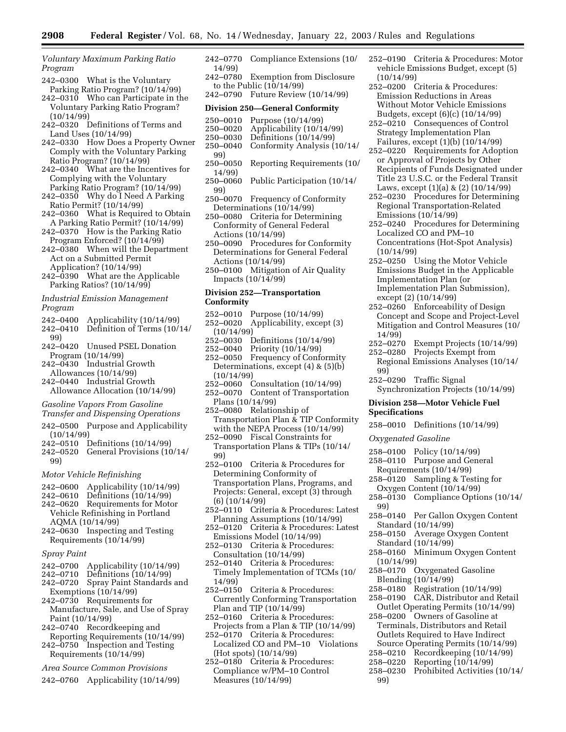*Voluntary Maximum Parking Ratio Program*

242–0300 What is the Voluntary Parking Ratio Program? (10/14/99)
242–0310 Who can Participate in the Voluntary Parking Ratio Program? (10/14/99)
242–0320 Definitions of Terms and Land Uses (10/14/99)
242–0330 How Does a Property Owner Comply with the Voluntary Parking Ratio Program? (10/14/99)
242–0340 What are the Incentives for Complying with the Voluntary Parking Ratio Program? (10/14/99)
242–0350 Why do I Need A Parking Ratio Permit? (10/14/99)
242–0360 What is Required to Obtain A Parking Ratio Permit? (10/14/99)
242–0370 How is the Parking Ratio Program Enforced? (10/14/99)
242–0380 When will the Department Act on a Submitted Permit Application? (10/14/99)
242–0390 What are the Applicable Parking Ratios? (10/14/99)

*Industrial Emission Management Program*

242–0400 Applicability (10/14/99)
242–0410 Definition of Terms (10/14/99)
242–0420 Unused PSEL Donation Program (10/14/99)
242–0430 Industrial Growth Allowances (10/14/99)
242–0440 Industrial Growth Allowance Allocation (10/14/99)

*Gasoline Vapors From Gasoline Transfer and Dispensing Operations*

242–0500 Purpose and Applicability (10/14/99)
242–0510 Definitions (10/14/99)
242–0520 General Provisions (10/14/99)

*Motor Vehicle Refinishing*

242–0600 Applicability (10/14/99)
242–0610 Definitions (10/14/99)
242–0620 Requirements for Motor Vehicle Refinishing in Portland AQMA (10/14/99)
242–0630 Inspecting and Testing Requirements (10/14/99)

*Spray Paint*

242–0700 Applicability (10/14/99)
242–0710 Definitions (10/14/99)
242–0720 Spray Paint Standards and Exemptions (10/14/99)
242–0730 Requirements for Manufacture, Sale, and Use of Spray Paint (10/14/99)
242–0740 Recordkeeping and Reporting Requirements (10/14/99)
242–0750 Inspection and Testing Requirements (10/14/99)

*Area Source Common Provisions*

242–0760 Applicability (10/14/99)
242–0770 Compliance Extensions (10/14/99)
242–0780 Exemption from Disclosure to the Public (10/14/99)
242–0790 Future Review (10/14/99)

**Division 250—General Conformity**

250–0010 Purpose (10/14/99)
250–0020 Applicability (10/14/99)
250–0030 Definitions (10/14/99)
250–0040 Conformity Analysis (10/14/99)
250–0050 Reporting Requirements (10/14/99)
250–0060 Public Participation (10/14/99)
250–0070 Frequency of Conformity Determinations (10/14/99)
250–0080 Criteria for Determining Conformity of General Federal Actions (10/14/99)
250–0090 Procedures for Conformity Determinations for General Federal Actions (10/14/99)
250–0100 Mitigation of Air Quality Impacts (10/14/99)

**Division 252—Transportation Conformity**

252–0010 Purpose (10/14/99)
252–0020 Applicability, except (3) (10/14/99)
252–0030 Definitions (10/14/99)
252–0040 Priority (10/14/99)
252–0050 Frequency of Conformity Determinations, except (4) & (5)(b) (10/14/99)
252–0060 Consultation (10/14/99)
252–0070 Content of Transportation Plans (10/14/99)
252–0080 Relationship of Transportation Plan & TIP Conformity with the NEPA Process (10/14/99)
252–0090 Fiscal Constraints for Transportation Plans & TIPs (10/14/99)
252–0100 Criteria & Procedures for Determining Conformity of Transportation Plans, Programs, and Projects: General, except (3) through (6) (10/14/99)
252–0110 Criteria & Procedures: Latest Planning Assumptions (10/14/99)
252–0120 Criteria & Procedures: Latest Emissions Model (10/14/99)
252–0130 Criteria & Procedures: Consultation (10/14/99)
252–0140 Criteria & Procedures: Timely Implementation of TCMs (10/14/99)
252–0150 Criteria & Procedures: Currently Conforming Transportation Plan and TIP (10/14/99)
252–0160 Criteria & Procedures: Projects from a Plan & TIP (10/14/99)
252–0170 Criteria & Procedures: Localized CO and PM–10 Violations (Hot spots) (10/14/99)
252–0180 Criteria & Procedures: Compliance w/PM–10 Control Measures (10/14/99)
252–0190 Criteria & Procedures: Motor vehicle Emissions Budget, except (5) (10/14/99)
252–0200 Criteria & Procedures: Emission Reductions in Areas Without Motor Vehicle Emissions Budgets, except (6)(c) (10/14/99)
252–0210 Consequences of Control Strategy Implementation Plan Failures, except (1)(b) (10/14/99)
252–0220 Requirements for Adoption or Approval of Projects by Other Recipients of Funds Designated under Title 23 U.S.C. or the Federal Transit Laws, except (1)(a) & (2) (10/14/99)
252–0230 Procedures for Determining Regional Transportation-Related Emissions (10/14/99)
252–0240 Procedures for Determining Localized CO and PM–10 Concentrations (Hot-Spot Analysis) (10/14/99)
252–0250 Using the Motor Vehicle Emissions Budget in the Applicable Implementation Plan (or Implementation Plan Submission), except (2) (10/14/99)
252–0260 Enforceability of Design Concept and Scope and Project-Level Mitigation and Control Measures (10/14/99)
252–0270 Exempt Projects (10/14/99)
252–0280 Projects Exempt from Regional Emissions Analyses (10/14/99)
252–0290 Traffic Signal Synchronization Projects (10/14/99)

**Division 258—Motor Vehicle Fuel Specifications**

258–0010 Definitions (10/14/99)

*Oxygenated Gasoline*

258–0100 Policy (10/14/99)
258–0110 Purpose and General Requirements (10/14/99)
258–0120 Sampling & Testing for Oxygen Content (10/14/99)
258–0130 Compliance Options (10/14/99)
258–0140 Per Gallon Oxygen Content Standard (10/14/99)
258–0150 Average Oxygen Content Standard (10/14/99)
258–0160 Minimum Oxygen Content (10/14/99)
258–0170 Oxygenated Gasoline Blending (10/14/99)
258–0180 Registration (10/14/99)
258–0190 CAR, Distributor and Retail Outlet Operating Permits (10/14/99)
258–0200 Owners of Gasoline at Terminals, Distributors and Retail Outlets Required to Have Indirect Source Operating Permits (10/14/99)
258–0210 Recordkeeping (10/14/99)
258–0220 Reporting (10/14/99)
258–0230 Prohibited Activities (10/14/99)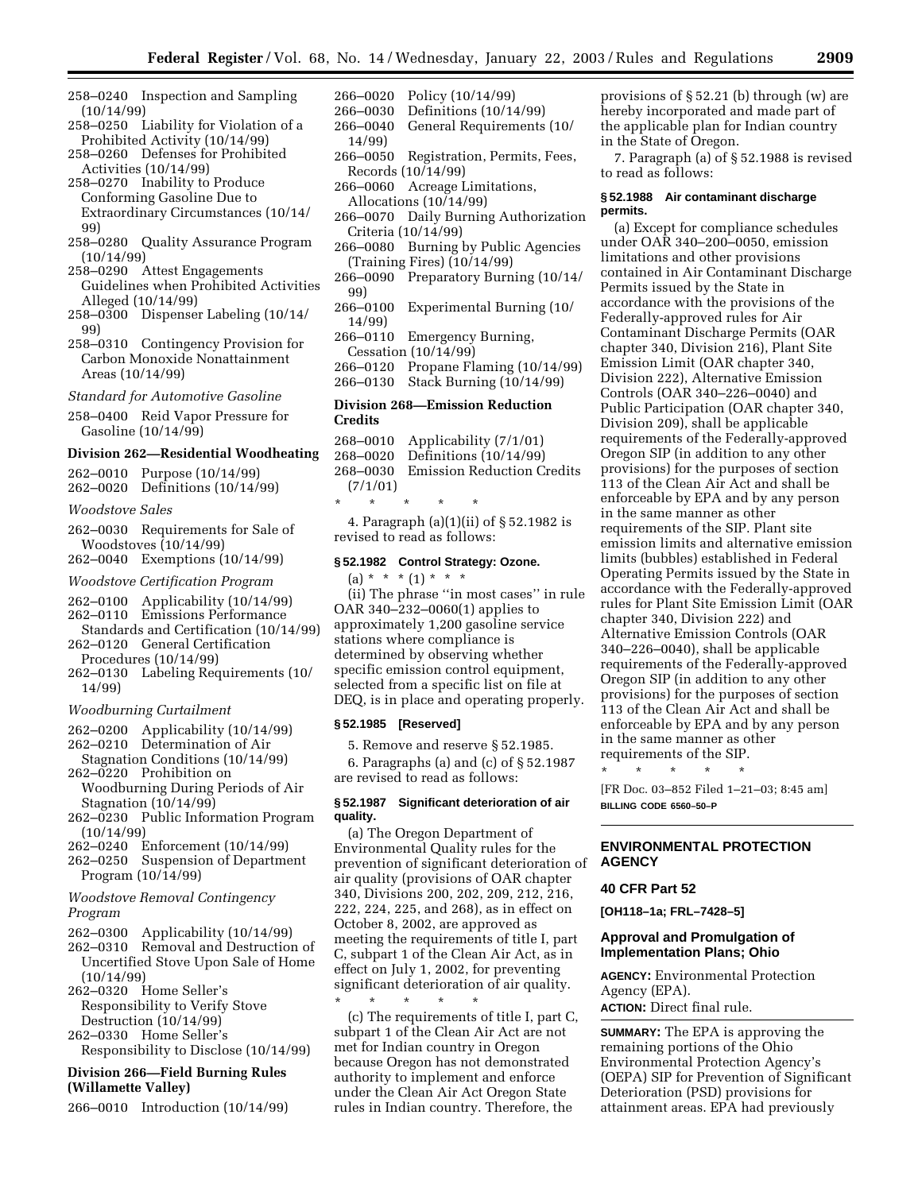258–0240 Inspection and Sampling (10/14/99)
258–0250 Liability for Violation of a Prohibited Activity (10/14/99)
258–0260 Defenses for Prohibited Activities (10/14/99)
258–0270 Inability to Produce Conforming Gasoline Due to Extraordinary Circumstances (10/14/99)
258–0280 Quality Assurance Program (10/14/99)
258–0290 Attest Engagements Guidelines when Prohibited Activities Alleged (10/14/99)
258–0300 Dispenser Labeling (10/14/99)
258–0310 Contingency Provision for Carbon Monoxide Nonattainment Areas (10/14/99)

*Standard for Automotive Gasoline*

258–0400 Reid Vapor Pressure for Gasoline (10/14/99)

**Division 262—Residential Woodheating**

262–0010 Purpose (10/14/99)
262–0020 Definitions (10/14/99)

*Woodstove Sales*

262–0030 Requirements for Sale of Woodstoves (10/14/99)
262–0040 Exemptions (10/14/99)

*Woodstove Certification Program*

262–0100 Applicability (10/14/99)
262–0110 Emissions Performance Standards and Certification (10/14/99)
262–0120 General Certification Procedures (10/14/99)
262–0130 Labeling Requirements (10/14/99)

*Woodburning Curtailment*

262–0200 Applicability (10/14/99)
262–0210 Determination of Air Stagnation Conditions (10/14/99)
262–0220 Prohibition on Woodburning During Periods of Air Stagnation (10/14/99)
262–0230 Public Information Program (10/14/99)
262–0240 Enforcement (10/14/99)
262–0250 Suspension of Department Program (10/14/99)

*Woodstove Removal Contingency Program*

262–0300 Applicability (10/14/99)
262–0310 Removal and Destruction of Uncertified Stove Upon Sale of Home (10/14/99)
262–0320 Home Seller's Responsibility to Verify Stove Destruction (10/14/99)
262–0330 Home Seller's Responsibility to Disclose (10/14/99)

**Division 266—Field Burning Rules (Willamette Valley)**

266–0010 Introduction (10/14/99)
266–0020 Policy (10/14/99)
266–0030 Definitions (10/14/99)
266–0040 General Requirements (10/14/99)
266–0050 Registration, Permits, Fees, Records (10/14/99)
266–0060 Acreage Limitations, Allocations (10/14/99)
266–0070 Daily Burning Authorization Criteria (10/14/99)
266–0080 Burning by Public Agencies (Training Fires) (10/14/99)
266–0090 Preparatory Burning (10/14/99)
266–0100 Experimental Burning (10/14/99)
266–0110 Emergency Burning, Cessation (10/14/99)
266–0120 Propane Flaming (10/14/99)
266–0130 Stack Burning (10/14/99)

**Division 268—Emission Reduction Credits**

268–0010 Applicability (7/1/01)
268–0020 Definitions (10/14/99)
268–0030 Emission Reduction Credits (7/1/01)

* * * * *

4. Paragraph (a)(1)(ii) of § 52.1982 is revised to read as follows:

**§ 52.1982 Control Strategy: Ozone.**

(a) * * * (1) * * *

(ii) The phrase ''in most cases'' in rule OAR 340–232–0060(1) applies to approximately 1,200 gasoline service stations where compliance is determined by observing whether specific emission control equipment, selected from a specific list on file at DEQ, is in place and operating properly.

**§ 52.1985 [Reserved]**

5. Remove and reserve § 52.1985.

6. Paragraphs (a) and (c) of § 52.1987 are revised to read as follows:

**§ 52.1987 Significant deterioration of air quality.**

(a) The Oregon Department of Environmental Quality rules for the prevention of significant deterioration of air quality (provisions of OAR chapter 340, Divisions 200, 202, 209, 212, 216, 222, 224, 225, and 268), as in effect on October 8, 2002, are approved as meeting the requirements of title I, part C, subpart 1 of the Clean Air Act, as in effect on July 1, 2002, for preventing significant deterioration of air quality.

* * * * *

(c) The requirements of title I, part C, subpart 1 of the Clean Air Act are not met for Indian country in Oregon because Oregon has not demonstrated authority to implement and enforce under the Clean Air Act Oregon State rules in Indian country. Therefore, the provisions of § 52.21 (b) through (w) are hereby incorporated and made part of the applicable plan for Indian country in the State of Oregon.

7. Paragraph (a) of § 52.1988 is revised to read as follows:

**§ 52.1988 Air contaminant discharge permits.**

(a) Except for compliance schedules under OAR 340–200–0050, emission limitations and other provisions contained in Air Contaminant Discharge Permits issued by the State in accordance with the provisions of the Federally-approved rules for Air Contaminant Discharge Permits (OAR chapter 340, Division 216), Plant Site Emission Limit (OAR chapter 340, Division 222), Alternative Emission Controls (OAR 340–226–0040) and Public Participation (OAR chapter 340, Division 209), shall be applicable requirements of the Federally-approved Oregon SIP (in addition to any other provisions) for the purposes of section 113 of the Clean Air Act and shall be enforceable by EPA and by any person in the same manner as other requirements of the SIP. Plant site emission limits and alternative emission limits (bubbles) established in Federal Operating Permits issued by the State in accordance with the Federally-approved rules for Plant Site Emission Limit (OAR chapter 340, Division 222) and Alternative Emission Controls (OAR 340–226–0040), shall be applicable requirements of the Federally-approved Oregon SIP (in addition to any other provisions) for the purposes of section 113 of the Clean Air Act and shall be enforceable by EPA and by any person in the same manner as other requirements of the SIP.

* * * * *

[FR Doc. 03–852 Filed 1–21–03; 8:45 am]
**BILLING CODE 6560–50–P**

---

**ENVIRONMENTAL PROTECTION AGENCY**

**40 CFR Part 52**

**[OH118–1a; FRL–7428–5]**

## Approval and Promulgation of Implementation Plans; Ohio

**AGENCY:** Environmental Protection Agency (EPA).

**ACTION:** Direct final rule.

**SUMMARY:** The EPA is approving the remaining portions of the Ohio Environmental Protection Agency's (OEPA) SIP for Prevention of Significant Deterioration (PSD) provisions for attainment areas. EPA had previously